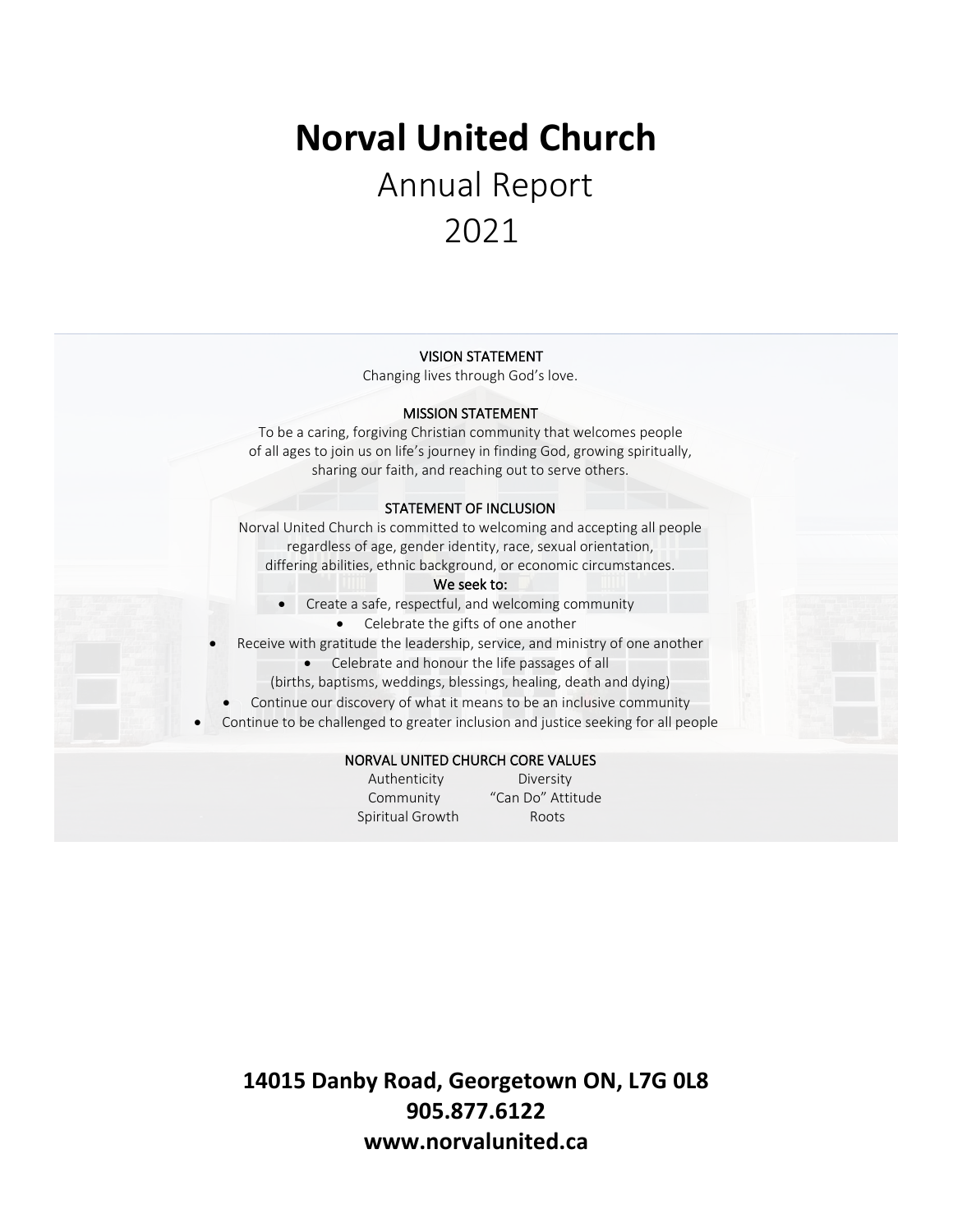# Norval United Church

## Annual Report 2021

VISION STATEMENT

Changing lives through God's love.

MISSION STATEMENT

To be a caring, forgiving Christian community that welcomes people of all ages to join us on life's journey in finding God, growing spiritually, sharing our faith, and reaching out to serve others.

STATEMENT OF INCLUSION

Norval United Church is committed to welcoming and accepting all people regardless of age, gender identity, race, sexual orientation, differing abilities, ethnic background, or economic circumstances.

**We seek to:**

- Create a safe, respectful, and welcoming community
- Celebrate the gifts of one another
- Receive with gratitude the leadership, service, and ministry of one another
- Celebrate and honour the life passages of all (births, baptisms, weddings, blessings, healing, death and dying)
- Continue our discovery of what it means to be an inclusive community
- Continue to be challenged to greater inclusion and justice seeking for all people

NORVAL UNITED CHURCH CORE VALUES

| | |
|---|---|
| Authenticity | Diversity |
| Community | "Can Do" Attitude |
| Spiritual Growth | Roots |

**14015 Danby Road, Georgetown ON, L7G 0L8**
**905.877.6122**
**www.norvalunited.ca**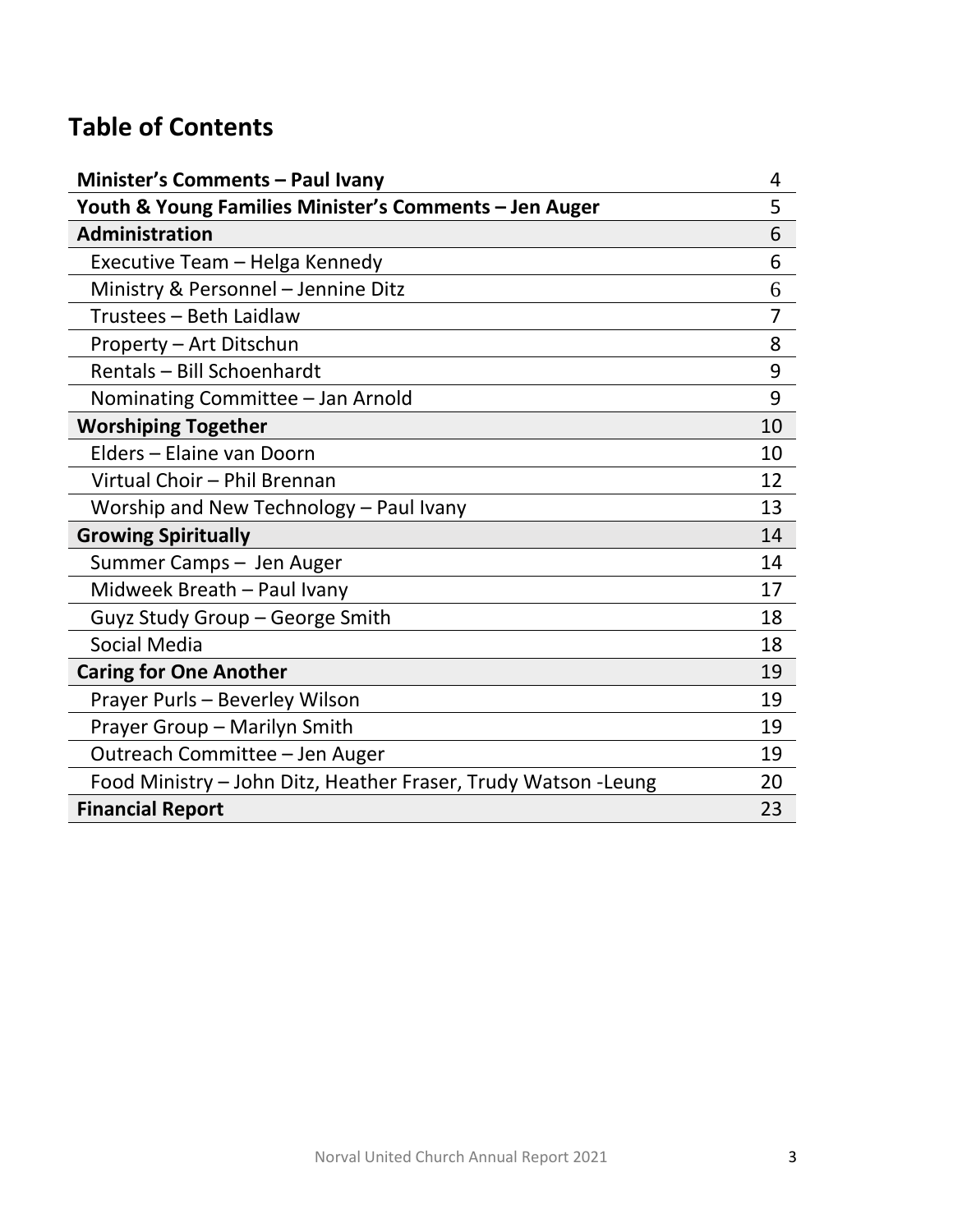# Table of Contents

| | |
|---|---|
| **Minister's Comments – Paul Ivany** | 4 |
| **Youth & Young Families Minister's Comments – Jen Auger** | 5 |
| **Administration** | 6 |
| Executive Team – Helga Kennedy | 6 |
| Ministry & Personnel – Jennine Ditz | 6 |
| Trustees – Beth Laidlaw | 7 |
| Property – Art Ditschun | 8 |
| Rentals – Bill Schoenhardt | 9 |
| Nominating Committee – Jan Arnold | 9 |
| **Worshiping Together** | 10 |
| Elders – Elaine van Doorn | 10 |
| Virtual Choir – Phil Brennan | 12 |
| Worship and New Technology – Paul Ivany | 13 |
| **Growing Spiritually** | 14 |
| Summer Camps – Jen Auger | 14 |
| Midweek Breath – Paul Ivany | 17 |
| Guyz Study Group – George Smith | 18 |
| Social Media | 18 |
| **Caring for One Another** | 19 |
| Prayer Purls – Beverley Wilson | 19 |
| Prayer Group – Marilyn Smith | 19 |
| Outreach Committee – Jen Auger | 19 |
| Food Ministry – John Ditz, Heather Fraser, Trudy Watson -Leung | 20 |
| **Financial Report** | 23 |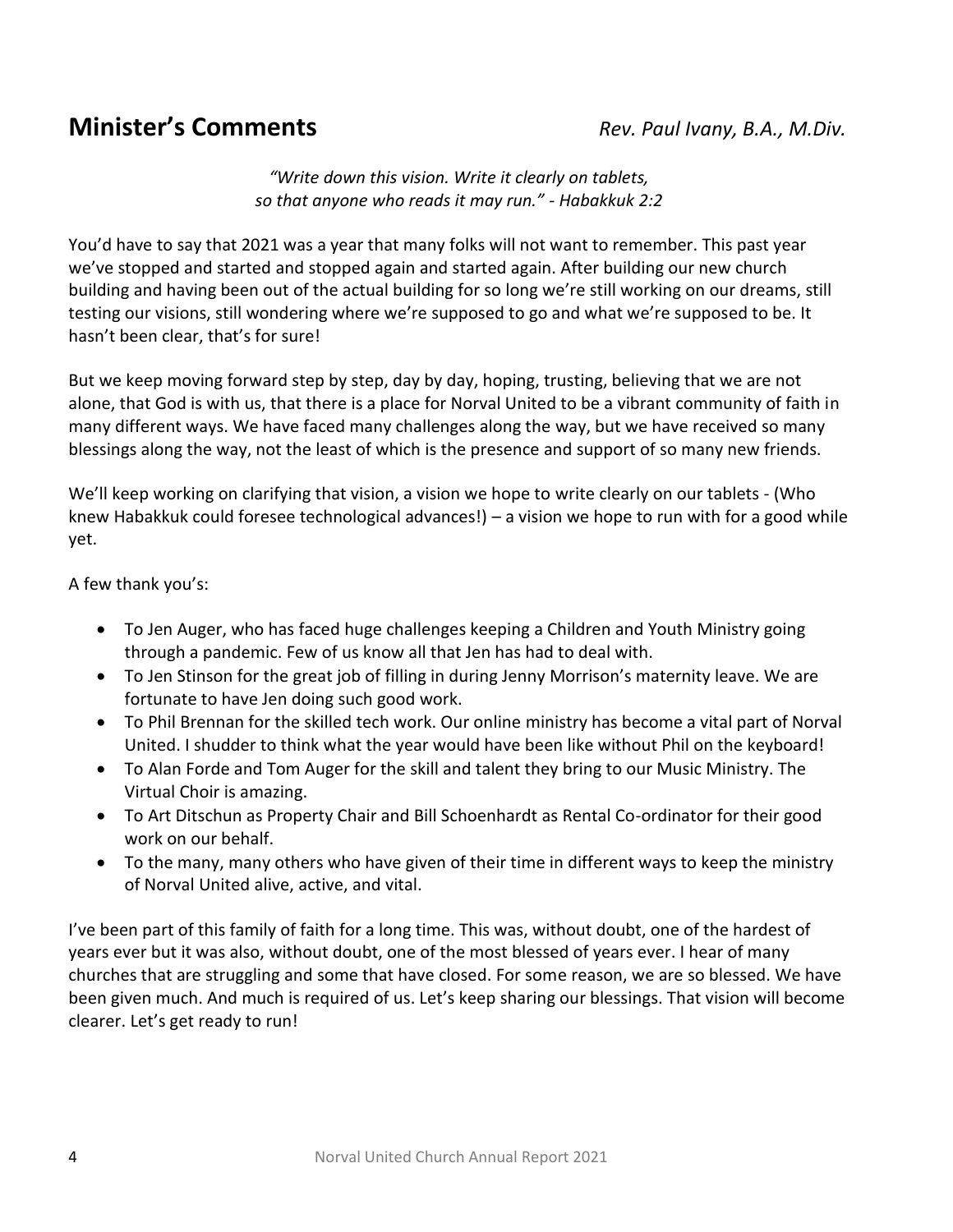## Minister's Comments

*Rev. Paul Ivany, B.A., M.Div.*

*"Write down this vision. Write it clearly on tablets, so that anyone who reads it may run." - Habakkuk 2:2*

You'd have to say that 2021 was a year that many folks will not want to remember. This past year we've stopped and started and stopped again and started again. After building our new church building and having been out of the actual building for so long we're still working on our dreams, still testing our visions, still wondering where we're supposed to go and what we're supposed to be. It hasn't been clear, that's for sure!

But we keep moving forward step by step, day by day, hoping, trusting, believing that we are not alone, that God is with us, that there is a place for Norval United to be a vibrant community of faith in many different ways. We have faced many challenges along the way, but we have received so many blessings along the way, not the least of which is the presence and support of so many new friends.

We'll keep working on clarifying that vision, a vision we hope to write clearly on our tablets - (Who knew Habakkuk could foresee technological advances!) – a vision we hope to run with for a good while yet.

A few thank you's:

- To Jen Auger, who has faced huge challenges keeping a Children and Youth Ministry going through a pandemic. Few of us know all that Jen has had to deal with.
- To Jen Stinson for the great job of filling in during Jenny Morrison's maternity leave. We are fortunate to have Jen doing such good work.
- To Phil Brennan for the skilled tech work. Our online ministry has become a vital part of Norval United. I shudder to think what the year would have been like without Phil on the keyboard!
- To Alan Forde and Tom Auger for the skill and talent they bring to our Music Ministry. The Virtual Choir is amazing.
- To Art Ditschun as Property Chair and Bill Schoenhardt as Rental Co-ordinator for their good work on our behalf.
- To the many, many others who have given of their time in different ways to keep the ministry of Norval United alive, active, and vital.

I've been part of this family of faith for a long time. This was, without doubt, one of the hardest of years ever but it was also, without doubt, one of the most blessed of years ever. I hear of many churches that are struggling and some that have closed. For some reason, we are so blessed. We have been given much. And much is required of us. Let's keep sharing our blessings. That vision will become clearer. Let's get ready to run!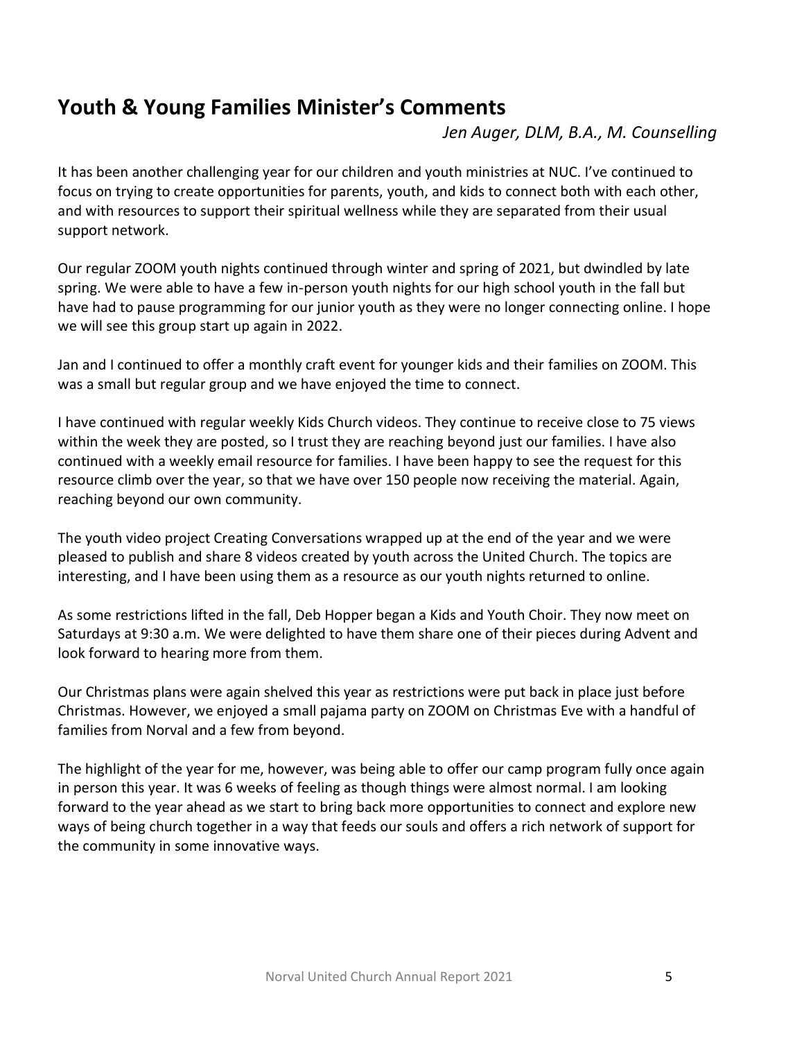# Youth & Young Families Minister's Comments

*Jen Auger, DLM, B.A., M. Counselling*

It has been another challenging year for our children and youth ministries at NUC. I've continued to focus on trying to create opportunities for parents, youth, and kids to connect both with each other, and with resources to support their spiritual wellness while they are separated from their usual support network.

Our regular ZOOM youth nights continued through winter and spring of 2021, but dwindled by late spring. We were able to have a few in-person youth nights for our high school youth in the fall but have had to pause programming for our junior youth as they were no longer connecting online. I hope we will see this group start up again in 2022.

Jan and I continued to offer a monthly craft event for younger kids and their families on ZOOM. This was a small but regular group and we have enjoyed the time to connect.

I have continued with regular weekly Kids Church videos. They continue to receive close to 75 views within the week they are posted, so I trust they are reaching beyond just our families. I have also continued with a weekly email resource for families. I have been happy to see the request for this resource climb over the year, so that we have over 150 people now receiving the material. Again, reaching beyond our own community.

The youth video project Creating Conversations wrapped up at the end of the year and we were pleased to publish and share 8 videos created by youth across the United Church. The topics are interesting, and I have been using them as a resource as our youth nights returned to online.

As some restrictions lifted in the fall, Deb Hopper began a Kids and Youth Choir. They now meet on Saturdays at 9:30 a.m. We were delighted to have them share one of their pieces during Advent and look forward to hearing more from them.

Our Christmas plans were again shelved this year as restrictions were put back in place just before Christmas. However, we enjoyed a small pajama party on ZOOM on Christmas Eve with a handful of families from Norval and a few from beyond.

The highlight of the year for me, however, was being able to offer our camp program fully once again in person this year. It was 6 weeks of feeling as though things were almost normal. I am looking forward to the year ahead as we start to bring back more opportunities to connect and explore new ways of being church together in a way that feeds our souls and offers a rich network of support for the community in some innovative ways.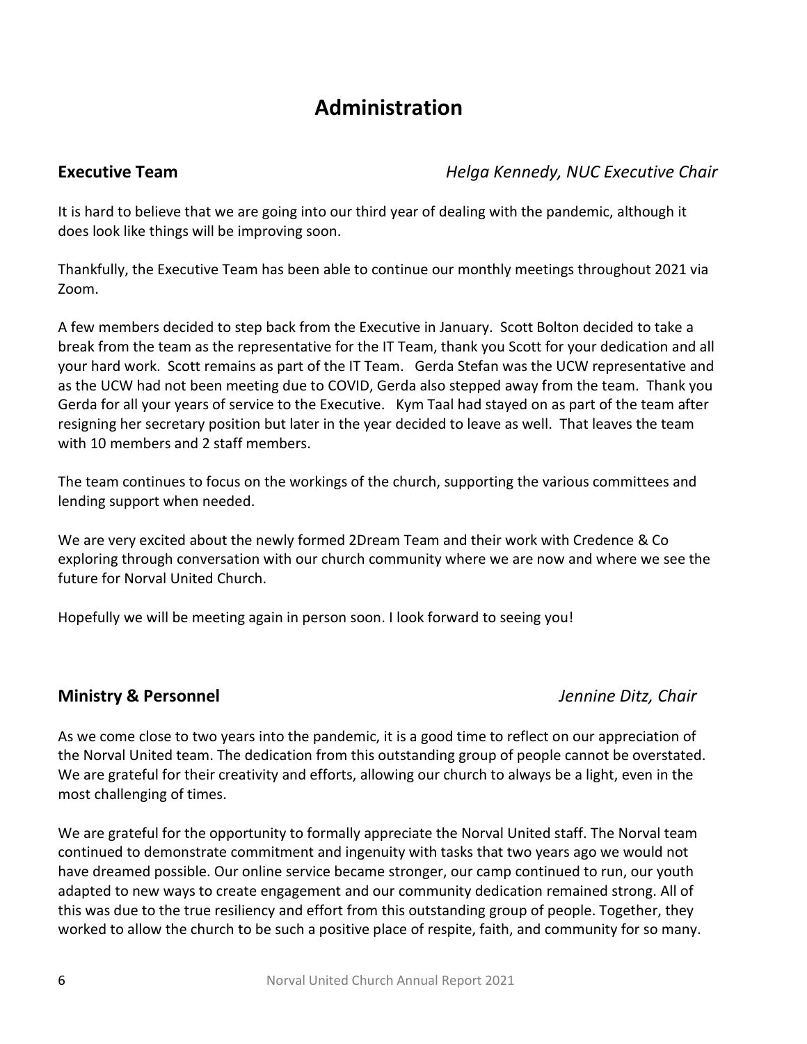# Administration

## Executive Team

*Helga Kennedy, NUC Executive Chair*

It is hard to believe that we are going into our third year of dealing with the pandemic, although it does look like things will be improving soon.

Thankfully, the Executive Team has been able to continue our monthly meetings throughout 2021 via Zoom.

A few members decided to step back from the Executive in January. Scott Bolton decided to take a break from the team as the representative for the IT Team, thank you Scott for your dedication and all your hard work. Scott remains as part of the IT Team. Gerda Stefan was the UCW representative and as the UCW had not been meeting due to COVID, Gerda also stepped away from the team. Thank you Gerda for all your years of service to the Executive. Kym Taal had stayed on as part of the team after resigning her secretary position but later in the year decided to leave as well. That leaves the team with 10 members and 2 staff members.

The team continues to focus on the workings of the church, supporting the various committees and lending support when needed.

We are very excited about the newly formed 2Dream Team and their work with Credence & Co exploring through conversation with our church community where we are now and where we see the future for Norval United Church.

Hopefully we will be meeting again in person soon. I look forward to seeing you!

## Ministry & Personnel

*Jennine Ditz, Chair*

As we come close to two years into the pandemic, it is a good time to reflect on our appreciation of the Norval United team. The dedication from this outstanding group of people cannot be overstated. We are grateful for their creativity and efforts, allowing our church to always be a light, even in the most challenging of times.

We are grateful for the opportunity to formally appreciate the Norval United staff. The Norval team continued to demonstrate commitment and ingenuity with tasks that two years ago we would not have dreamed possible. Our online service became stronger, our camp continued to run, our youth adapted to new ways to create engagement and our community dedication remained strong. All of this was due to the true resiliency and effort from this outstanding group of people. Together, they worked to allow the church to be such a positive place of respite, faith, and community for so many.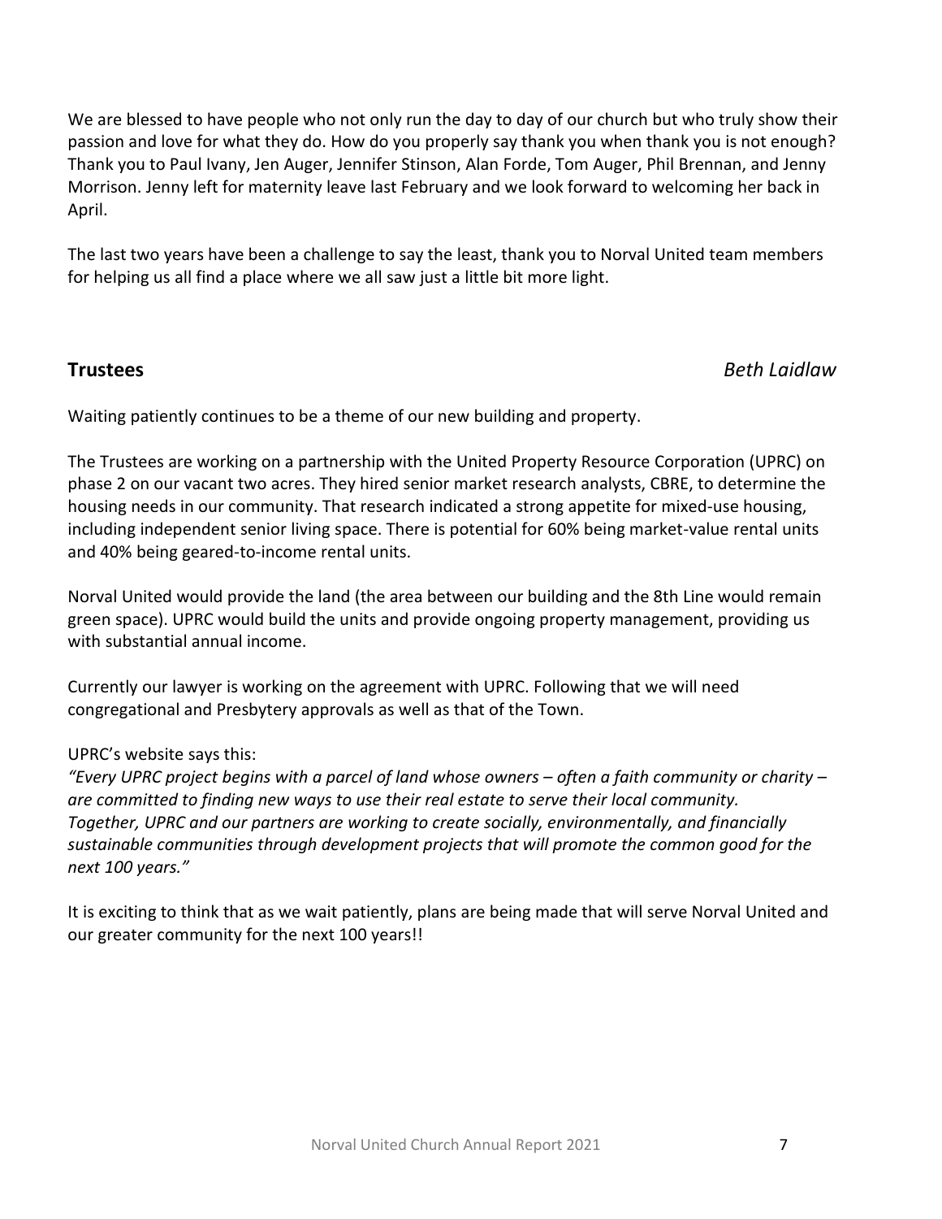We are blessed to have people who not only run the day to day of our church but who truly show their passion and love for what they do. How do you properly say thank you when thank you is not enough? Thank you to Paul Ivany, Jen Auger, Jennifer Stinson, Alan Forde, Tom Auger, Phil Brennan, and Jenny Morrison. Jenny left for maternity leave last February and we look forward to welcoming her back in April.

The last two years have been a challenge to say the least, thank you to Norval United team members for helping us all find a place where we all saw just a little bit more light.

## Trustees

*Beth Laidlaw*

Waiting patiently continues to be a theme of our new building and property.

The Trustees are working on a partnership with the United Property Resource Corporation (UPRC) on phase 2 on our vacant two acres. They hired senior market research analysts, CBRE, to determine the housing needs in our community. That research indicated a strong appetite for mixed-use housing, including independent senior living space. There is potential for 60% being market-value rental units and 40% being geared-to-income rental units.

Norval United would provide the land (the area between our building and the 8th Line would remain green space). UPRC would build the units and provide ongoing property management, providing us with substantial annual income.

Currently our lawyer is working on the agreement with UPRC. Following that we will need congregational and Presbytery approvals as well as that of the Town.

UPRC's website says this:

*"Every UPRC project begins with a parcel of land whose owners – often a faith community or charity – are committed to finding new ways to use their real estate to serve their local community. Together, UPRC and our partners are working to create socially, environmentally, and financially sustainable communities through development projects that will promote the common good for the next 100 years."*

It is exciting to think that as we wait patiently, plans are being made that will serve Norval United and our greater community for the next 100 years!!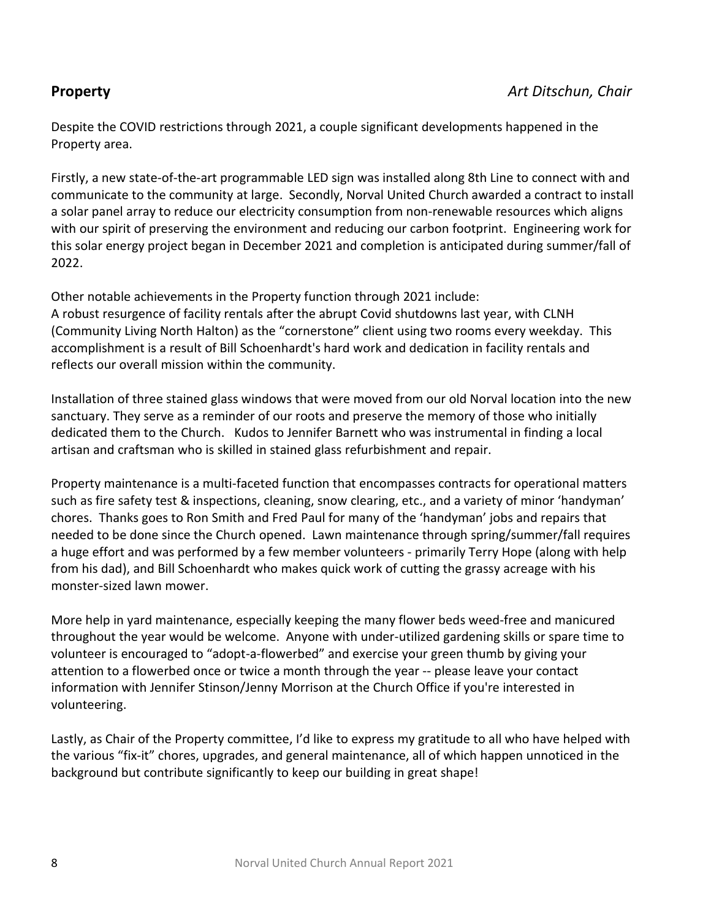## Property *Art Ditschun, Chair*

Despite the COVID restrictions through 2021, a couple significant developments happened in the Property area.

Firstly, a new state-of-the-art programmable LED sign was installed along 8th Line to connect with and communicate to the community at large. Secondly, Norval United Church awarded a contract to install a solar panel array to reduce our electricity consumption from non-renewable resources which aligns with our spirit of preserving the environment and reducing our carbon footprint. Engineering work for this solar energy project began in December 2021 and completion is anticipated during summer/fall of 2022.

Other notable achievements in the Property function through 2021 include:
A robust resurgence of facility rentals after the abrupt Covid shutdowns last year, with CLNH (Community Living North Halton) as the "cornerstone" client using two rooms every weekday. This accomplishment is a result of Bill Schoenhardt's hard work and dedication in facility rentals and reflects our overall mission within the community.

Installation of three stained glass windows that were moved from our old Norval location into the new sanctuary. They serve as a reminder of our roots and preserve the memory of those who initially dedicated them to the Church. Kudos to Jennifer Barnett who was instrumental in finding a local artisan and craftsman who is skilled in stained glass refurbishment and repair.

Property maintenance is a multi-faceted function that encompasses contracts for operational matters such as fire safety test & inspections, cleaning, snow clearing, etc., and a variety of minor 'handyman' chores. Thanks goes to Ron Smith and Fred Paul for many of the 'handyman' jobs and repairs that needed to be done since the Church opened. Lawn maintenance through spring/summer/fall requires a huge effort and was performed by a few member volunteers - primarily Terry Hope (along with help from his dad), and Bill Schoenhardt who makes quick work of cutting the grassy acreage with his monster-sized lawn mower.

More help in yard maintenance, especially keeping the many flower beds weed-free and manicured throughout the year would be welcome. Anyone with under-utilized gardening skills or spare time to volunteer is encouraged to "adopt-a-flowerbed" and exercise your green thumb by giving your attention to a flowerbed once or twice a month through the year -- please leave your contact information with Jennifer Stinson/Jenny Morrison at the Church Office if you're interested in volunteering.

Lastly, as Chair of the Property committee, I'd like to express my gratitude to all who have helped with the various "fix-it" chores, upgrades, and general maintenance, all of which happen unnoticed in the background but contribute significantly to keep our building in great shape!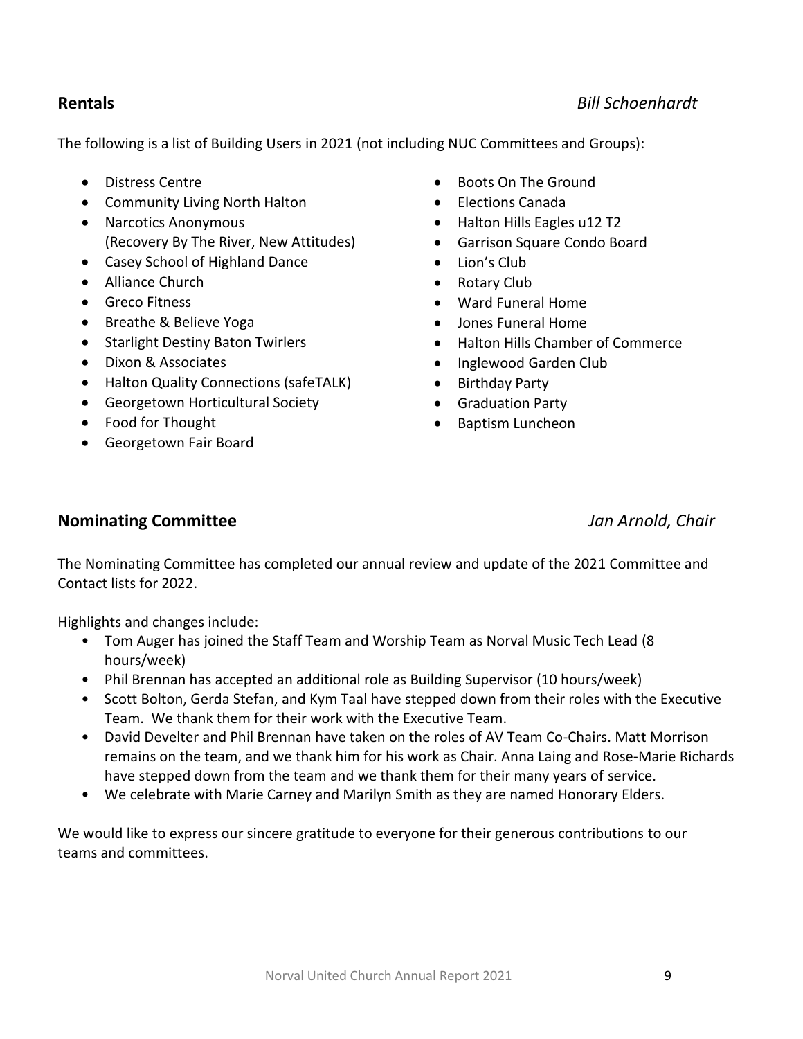## Rentals

*Bill Schoenhardt*

The following is a list of Building Users in 2021 (not including NUC Committees and Groups):

- Distress Centre
- Community Living North Halton
- Narcotics Anonymous (Recovery By The River, New Attitudes)
- Casey School of Highland Dance
- Alliance Church
- Greco Fitness
- Breathe & Believe Yoga
- Starlight Destiny Baton Twirlers
- Dixon & Associates
- Halton Quality Connections (safeTALK)
- Georgetown Horticultural Society
- Food for Thought
- Georgetown Fair Board
- Boots On The Ground
- Elections Canada
- Halton Hills Eagles u12 T2
- Garrison Square Condo Board
- Lion's Club
- Rotary Club
- Ward Funeral Home
- Jones Funeral Home
- Halton Hills Chamber of Commerce
- Inglewood Garden Club
- Birthday Party
- Graduation Party
- Baptism Luncheon

## Nominating Committee

*Jan Arnold, Chair*

The Nominating Committee has completed our annual review and update of the 2021 Committee and Contact lists for 2022.

Highlights and changes include:

- Tom Auger has joined the Staff Team and Worship Team as Norval Music Tech Lead (8 hours/week)
- Phil Brennan has accepted an additional role as Building Supervisor (10 hours/week)
- Scott Bolton, Gerda Stefan, and Kym Taal have stepped down from their roles with the Executive Team. We thank them for their work with the Executive Team.
- David Develter and Phil Brennan have taken on the roles of AV Team Co-Chairs. Matt Morrison remains on the team, and we thank him for his work as Chair. Anna Laing and Rose-Marie Richards have stepped down from the team and we thank them for their many years of service.
- We celebrate with Marie Carney and Marilyn Smith as they are named Honorary Elders.

We would like to express our sincere gratitude to everyone for their generous contributions to our teams and committees.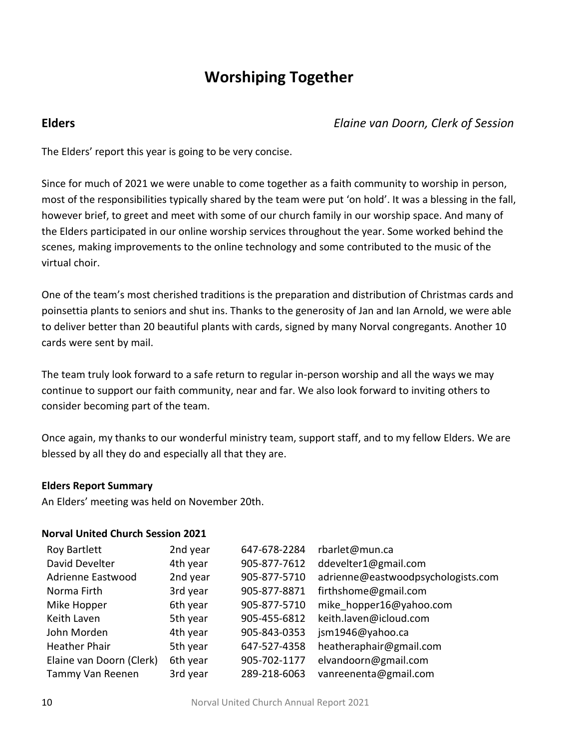# Worshiping Together

## Elders

*Elaine van Doorn, Clerk of Session*

The Elders' report this year is going to be very concise.

Since for much of 2021 we were unable to come together as a faith community to worship in person, most of the responsibilities typically shared by the team were put 'on hold'. It was a blessing in the fall, however brief, to greet and meet with some of our church family in our worship space. And many of the Elders participated in our online worship services throughout the year. Some worked behind the scenes, making improvements to the online technology and some contributed to the music of the virtual choir.

One of the team's most cherished traditions is the preparation and distribution of Christmas cards and poinsettia plants to seniors and shut ins. Thanks to the generosity of Jan and Ian Arnold, we were able to deliver better than 20 beautiful plants with cards, signed by many Norval congregants. Another 10 cards were sent by mail.

The team truly look forward to a safe return to regular in-person worship and all the ways we may continue to support our faith community, near and far. We also look forward to inviting others to consider becoming part of the team.

Once again, my thanks to our wonderful ministry team, support staff, and to my fellow Elders. We are blessed by all they do and especially all that they are.

**Elders Report Summary**

An Elders' meeting was held on November 20th.

**Norval United Church Session 2021**

| | | | |
|---|---|---|---|
| Roy Bartlett | 2nd year | 647-678-2284 | rbarlet@mun.ca |
| David Develter | 4th year | 905-877-7612 | ddevelter1@gmail.com |
| Adrienne Eastwood | 2nd year | 905-877-5710 | adrienne@eastwoodpsychologists.com |
| Norma Firth | 3rd year | 905-877-8871 | firthshome@gmail.com |
| Mike Hopper | 6th year | 905-877-5710 | mike_hopper16@yahoo.com |
| Keith Laven | 5th year | 905-455-6812 | keith.laven@icloud.com |
| John Morden | 4th year | 905-843-0353 | jsm1946@yahoo.ca |
| Heather Phair | 5th year | 647-527-4358 | heatheraphair@gmail.com |
| Elaine van Doorn (Clerk) | 6th year | 905-702-1177 | elvandoorn@gmail.com |
| Tammy Van Reenen | 3rd year | 289-218-6063 | vanreenenta@gmail.com |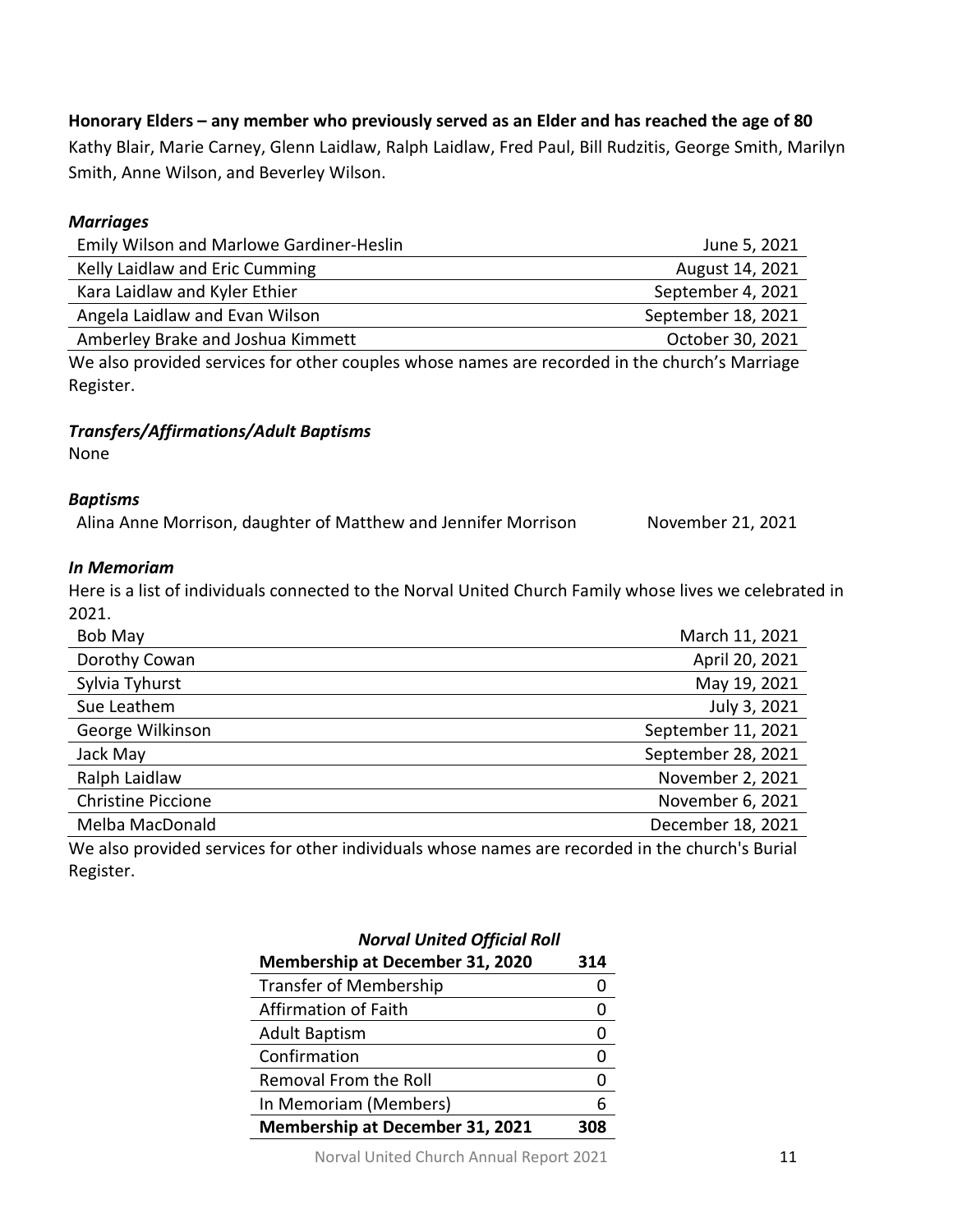**Honorary Elders – any member who previously served as an Elder and has reached the age of 80**

Kathy Blair, Marie Carney, Glenn Laidlaw, Ralph Laidlaw, Fred Paul, Bill Rudzitis, George Smith, Marilyn Smith, Anne Wilson, and Beverley Wilson.

### *Marriages*

| | |
|---|---:|
| Emily Wilson and Marlowe Gardiner-Heslin | June 5, 2021 |
| Kelly Laidlaw and Eric Cumming | August 14, 2021 |
| Kara Laidlaw and Kyler Ethier | September 4, 2021 |
| Angela Laidlaw and Evan Wilson | September 18, 2021 |
| Amberley Brake and Joshua Kimmett | October 30, 2021 |

We also provided services for other couples whose names are recorded in the church's Marriage Register.

### *Transfers/Affirmations/Adult Baptisms*

None

### *Baptisms*

Alina Anne Morrison, daughter of Matthew and Jennifer Morrison — November 21, 2021

### *In Memoriam*

Here is a list of individuals connected to the Norval United Church Family whose lives we celebrated in 2021.

| | |
|---|---:|
| Bob May | March 11, 2021 |
| Dorothy Cowan | April 20, 2021 |
| Sylvia Tyhurst | May 19, 2021 |
| Sue Leathem | July 3, 2021 |
| George Wilkinson | September 11, 2021 |
| Jack May | September 28, 2021 |
| Ralph Laidlaw | November 2, 2021 |
| Christine Piccione | November 6, 2021 |
| Melba MacDonald | December 18, 2021 |

We also provided services for other individuals whose names are recorded in the church's Burial Register.

***Norval United Official Roll***

| **Membership at December 31, 2020** | **314** |
|---|---:|
| Transfer of Membership | 0 |
| Affirmation of Faith | 0 |
| Adult Baptism | 0 |
| Confirmation | 0 |
| Removal From the Roll | 0 |
| In Memoriam (Members) | 6 |
| **Membership at December 31, 2021** | **308** |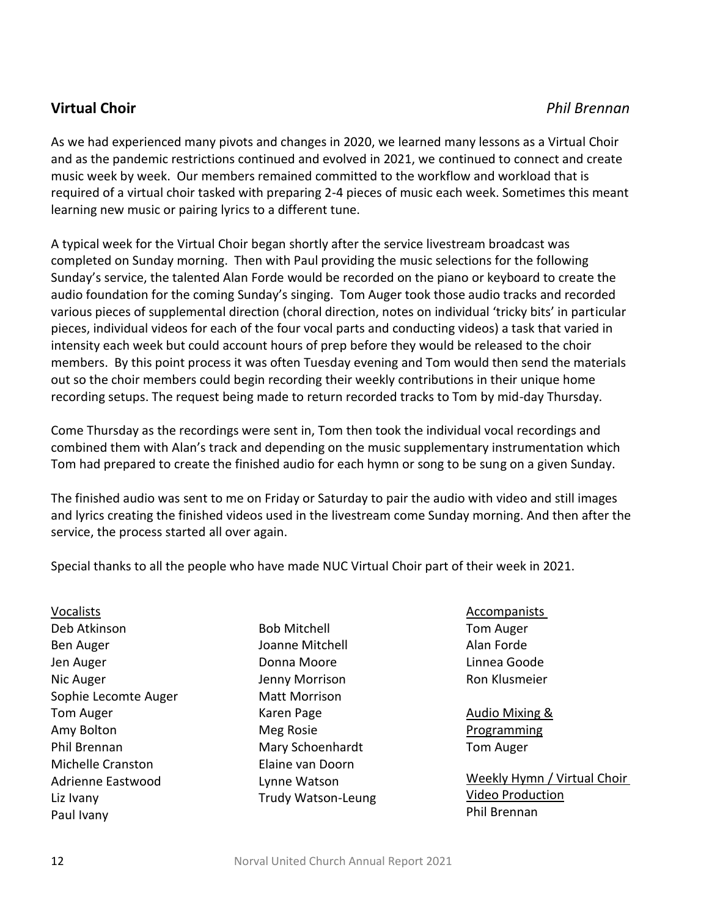## Virtual Choir

*Phil Brennan*

As we had experienced many pivots and changes in 2020, we learned many lessons as a Virtual Choir and as the pandemic restrictions continued and evolved in 2021, we continued to connect and create music week by week. Our members remained committed to the workflow and workload that is required of a virtual choir tasked with preparing 2-4 pieces of music each week. Sometimes this meant learning new music or pairing lyrics to a different tune.

A typical week for the Virtual Choir began shortly after the service livestream broadcast was completed on Sunday morning. Then with Paul providing the music selections for the following Sunday's service, the talented Alan Forde would be recorded on the piano or keyboard to create the audio foundation for the coming Sunday's singing. Tom Auger took those audio tracks and recorded various pieces of supplemental direction (choral direction, notes on individual 'tricky bits' in particular pieces, individual videos for each of the four vocal parts and conducting videos) a task that varied in intensity each week but could account hours of prep before they would be released to the choir members. By this point process it was often Tuesday evening and Tom would then send the materials out so the choir members could begin recording their weekly contributions in their unique home recording setups. The request being made to return recorded tracks to Tom by mid-day Thursday.

Come Thursday as the recordings were sent in, Tom then took the individual vocal recordings and combined them with Alan's track and depending on the music supplementary instrumentation which Tom had prepared to create the finished audio for each hymn or song to be sung on a given Sunday.

The finished audio was sent to me on Friday or Saturday to pair the audio with video and still images and lyrics creating the finished videos used in the livestream come Sunday morning. And then after the service, the process started all over again.

Special thanks to all the people who have made NUC Virtual Choir part of their week in 2021.

<u>Vocalists</u>
Deb Atkinson
Ben Auger
Jen Auger
Nic Auger
Sophie Lecomte Auger
Tom Auger
Amy Bolton
Phil Brennan
Michelle Cranston
Adrienne Eastwood
Liz Ivany
Paul Ivany
Bob Mitchell
Joanne Mitchell
Donna Moore
Jenny Morrison
Matt Morrison
Karen Page
Meg Rosie
Mary Schoenhardt
Elaine van Doorn
Lynne Watson
Trudy Watson-Leung

<u>Accompanists</u>
Tom Auger
Alan Forde
Linnea Goode
Ron Klusmeier

<u>Audio Mixing & Programming</u>
Tom Auger

<u>Weekly Hymn / Virtual Choir Video Production</u>
Phil Brennan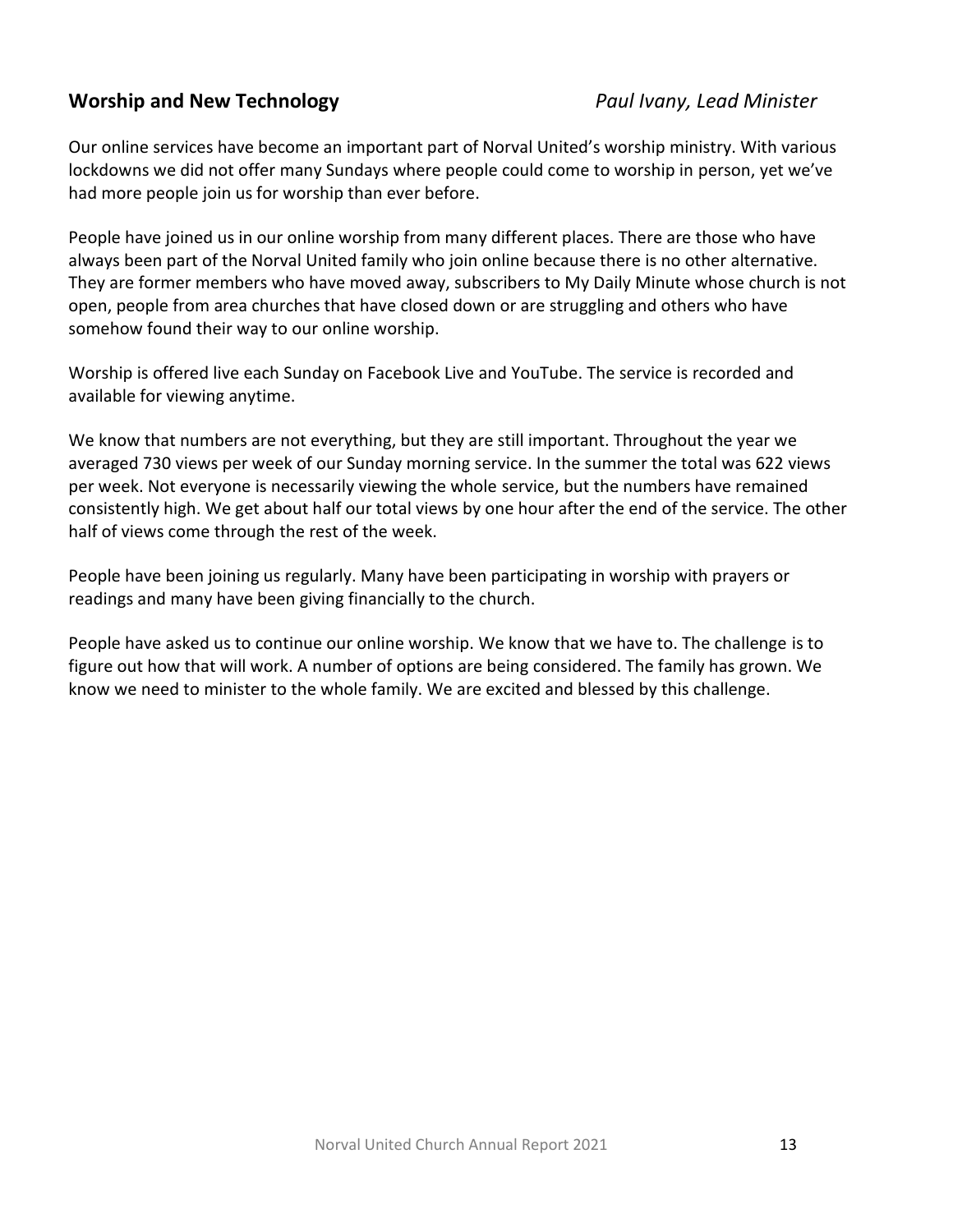## Worship and New Technology

*Paul Ivany, Lead Minister*

Our online services have become an important part of Norval United's worship ministry. With various lockdowns we did not offer many Sundays where people could come to worship in person, yet we've had more people join us for worship than ever before.

People have joined us in our online worship from many different places. There are those who have always been part of the Norval United family who join online because there is no other alternative. They are former members who have moved away, subscribers to My Daily Minute whose church is not open, people from area churches that have closed down or are struggling and others who have somehow found their way to our online worship.

Worship is offered live each Sunday on Facebook Live and YouTube. The service is recorded and available for viewing anytime.

We know that numbers are not everything, but they are still important. Throughout the year we averaged 730 views per week of our Sunday morning service. In the summer the total was 622 views per week. Not everyone is necessarily viewing the whole service, but the numbers have remained consistently high. We get about half our total views by one hour after the end of the service. The other half of views come through the rest of the week.

People have been joining us regularly. Many have been participating in worship with prayers or readings and many have been giving financially to the church.

People have asked us to continue our online worship. We know that we have to. The challenge is to figure out how that will work. A number of options are being considered. The family has grown. We know we need to minister to the whole family. We are excited and blessed by this challenge.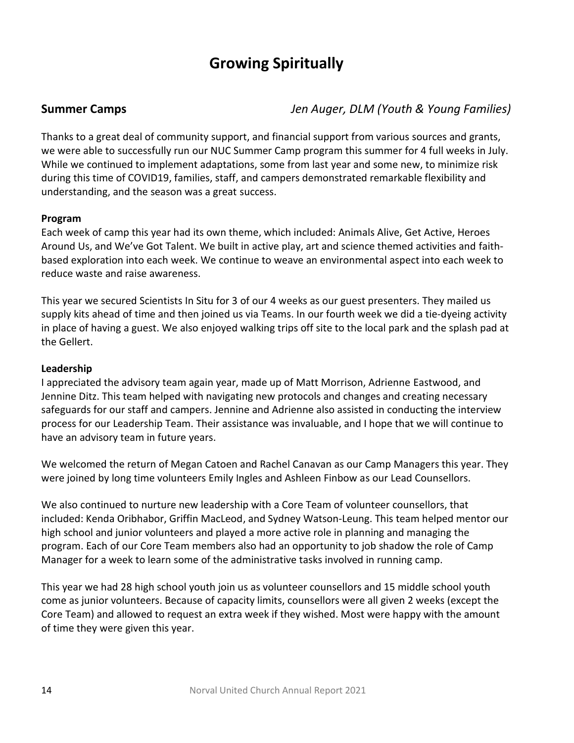# Growing Spiritually

## Summer Camps

*Jen Auger, DLM (Youth & Young Families)*

Thanks to a great deal of community support, and financial support from various sources and grants, we were able to successfully run our NUC Summer Camp program this summer for 4 full weeks in July. While we continued to implement adaptations, some from last year and some new, to minimize risk during this time of COVID19, families, staff, and campers demonstrated remarkable flexibility and understanding, and the season was a great success.

### Program

Each week of camp this year had its own theme, which included: Animals Alive, Get Active, Heroes Around Us, and We've Got Talent. We built in active play, art and science themed activities and faith-based exploration into each week. We continue to weave an environmental aspect into each week to reduce waste and raise awareness.

This year we secured Scientists In Situ for 3 of our 4 weeks as our guest presenters. They mailed us supply kits ahead of time and then joined us via Teams. In our fourth week we did a tie-dyeing activity in place of having a guest. We also enjoyed walking trips off site to the local park and the splash pad at the Gellert.

### Leadership

I appreciated the advisory team again year, made up of Matt Morrison, Adrienne Eastwood, and Jennine Ditz. This team helped with navigating new protocols and changes and creating necessary safeguards for our staff and campers. Jennine and Adrienne also assisted in conducting the interview process for our Leadership Team. Their assistance was invaluable, and I hope that we will continue to have an advisory team in future years.

We welcomed the return of Megan Catoen and Rachel Canavan as our Camp Managers this year. They were joined by long time volunteers Emily Ingles and Ashleen Finbow as our Lead Counsellors.

We also continued to nurture new leadership with a Core Team of volunteer counsellors, that included: Kenda Oribhabor, Griffin MacLeod, and Sydney Watson-Leung. This team helped mentor our high school and junior volunteers and played a more active role in planning and managing the program. Each of our Core Team members also had an opportunity to job shadow the role of Camp Manager for a week to learn some of the administrative tasks involved in running camp.

This year we had 28 high school youth join us as volunteer counsellors and 15 middle school youth come as junior volunteers. Because of capacity limits, counsellors were all given 2 weeks (except the Core Team) and allowed to request an extra week if they wished. Most were happy with the amount of time they were given this year.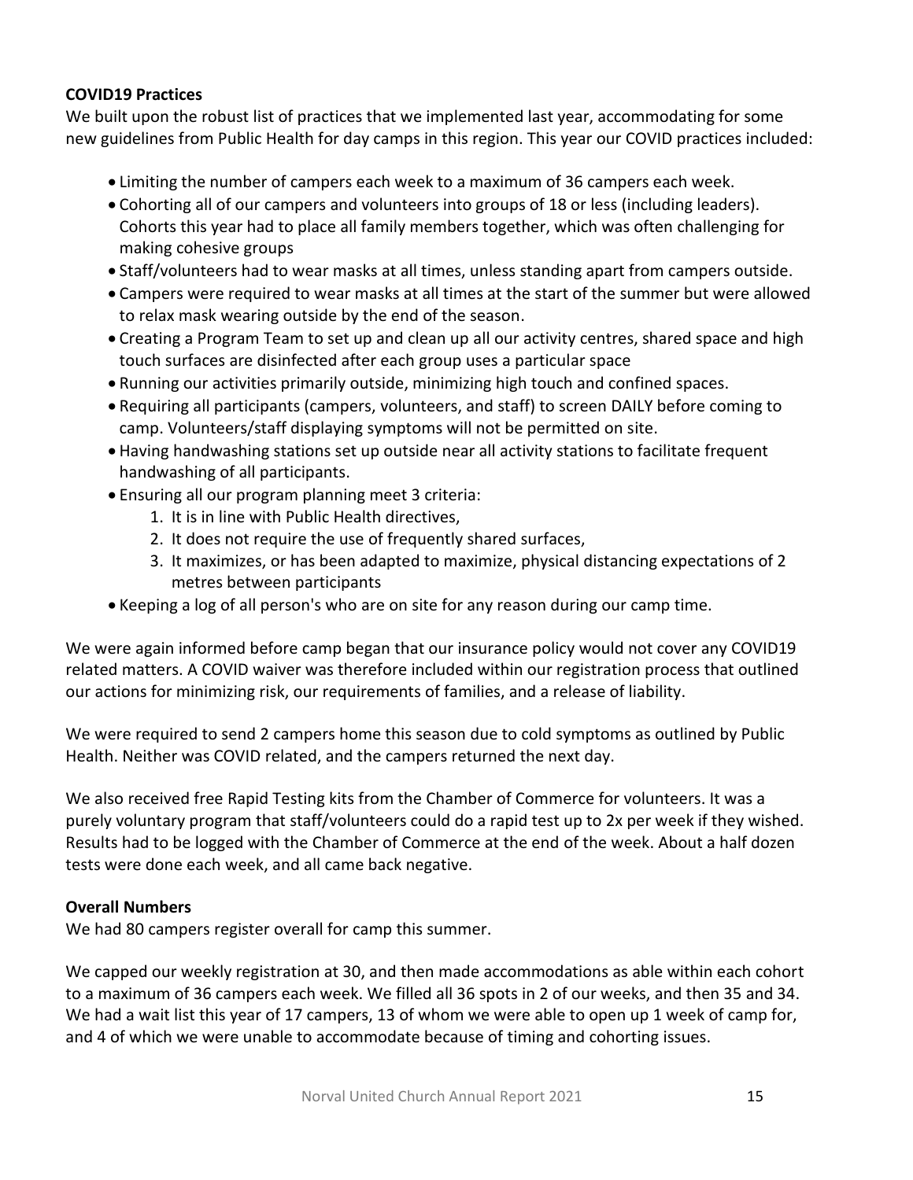**COVID19 Practices**

We built upon the robust list of practices that we implemented last year, accommodating for some new guidelines from Public Health for day camps in this region. This year our COVID practices included:

- Limiting the number of campers each week to a maximum of 36 campers each week.
- Cohorting all of our campers and volunteers into groups of 18 or less (including leaders). Cohorts this year had to place all family members together, which was often challenging for making cohesive groups
- Staff/volunteers had to wear masks at all times, unless standing apart from campers outside.
- Campers were required to wear masks at all times at the start of the summer but were allowed to relax mask wearing outside by the end of the season.
- Creating a Program Team to set up and clean up all our activity centres, shared space and high touch surfaces are disinfected after each group uses a particular space
- Running our activities primarily outside, minimizing high touch and confined spaces.
- Requiring all participants (campers, volunteers, and staff) to screen DAILY before coming to camp. Volunteers/staff displaying symptoms will not be permitted on site.
- Having handwashing stations set up outside near all activity stations to facilitate frequent handwashing of all participants.
- Ensuring all our program planning meet 3 criteria:
    1. It is in line with Public Health directives,
    2. It does not require the use of frequently shared surfaces,
    3. It maximizes, or has been adapted to maximize, physical distancing expectations of 2 metres between participants
- Keeping a log of all person's who are on site for any reason during our camp time.

We were again informed before camp began that our insurance policy would not cover any COVID19 related matters. A COVID waiver was therefore included within our registration process that outlined our actions for minimizing risk, our requirements of families, and a release of liability.

We were required to send 2 campers home this season due to cold symptoms as outlined by Public Health. Neither was COVID related, and the campers returned the next day.

We also received free Rapid Testing kits from the Chamber of Commerce for volunteers. It was a purely voluntary program that staff/volunteers could do a rapid test up to 2x per week if they wished. Results had to be logged with the Chamber of Commerce at the end of the week. About a half dozen tests were done each week, and all came back negative.

**Overall Numbers**

We had 80 campers register overall for camp this summer.

We capped our weekly registration at 30, and then made accommodations as able within each cohort to a maximum of 36 campers each week. We filled all 36 spots in 2 of our weeks, and then 35 and 34. We had a wait list this year of 17 campers, 13 of whom we were able to open up 1 week of camp for, and 4 of which we were unable to accommodate because of timing and cohorting issues.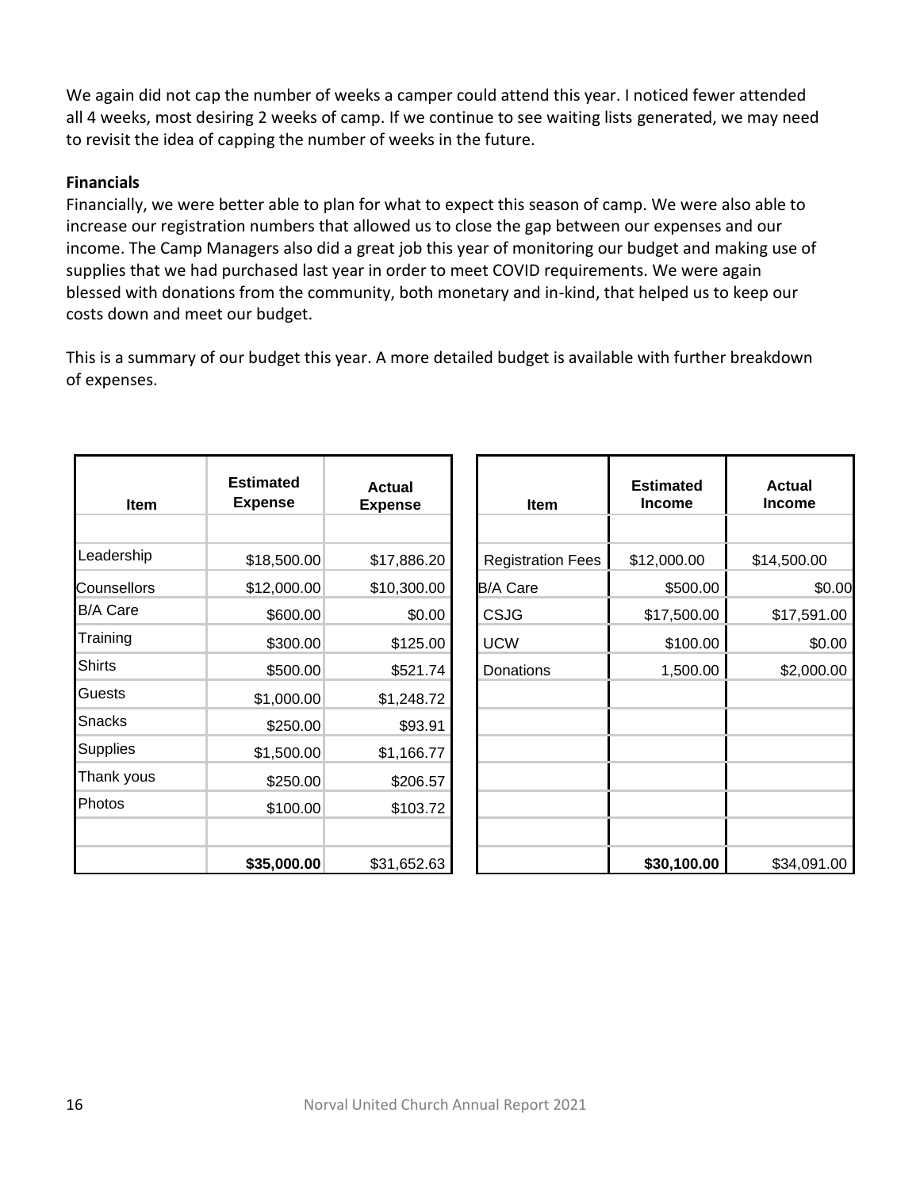We again did not cap the number of weeks a camper could attend this year. I noticed fewer attended all 4 weeks, most desiring 2 weeks of camp. If we continue to see waiting lists generated, we may need to revisit the idea of capping the number of weeks in the future.

**Financials**

Financially, we were better able to plan for what to expect this season of camp. We were also able to increase our registration numbers that allowed us to close the gap between our expenses and our income. The Camp Managers also did a great job this year of monitoring our budget and making use of supplies that we had purchased last year in order to meet COVID requirements. We were again blessed with donations from the community, both monetary and in-kind, that helped us to keep our costs down and meet our budget.

This is a summary of our budget this year. A more detailed budget is available with further breakdown of expenses.

| Item | Estimated Expense | Actual Expense |
|---|---|---|
| | | |
| Leadership | $18,500.00 | $17,886.20 |
| Counsellors | $12,000.00 | $10,300.00 |
| B/A Care | $600.00 | $0.00 |
| Training | $300.00 | $125.00 |
| Shirts | $500.00 | $521.74 |
| Guests | $1,000.00 | $1,248.72 |
| Snacks | $250.00 | $93.91 |
| Supplies | $1,500.00 | $1,166.77 |
| Thank yous | $250.00 | $206.57 |
| Photos | $100.00 | $103.72 |
| | | |
| | **$35,000.00** | $31,652.63 |

| Item | Estimated Income | Actual Income |
|---|---|---|
| | | |
| Registration Fees | $12,000.00 | $14,500.00 |
| B/A Care | $500.00 | $0.00 |
| CSJG | $17,500.00 | $17,591.00 |
| UCW | $100.00 | $0.00 |
| Donations | 1,500.00 | $2,000.00 |
| | | |
| | **$30,100.00** | $34,091.00 |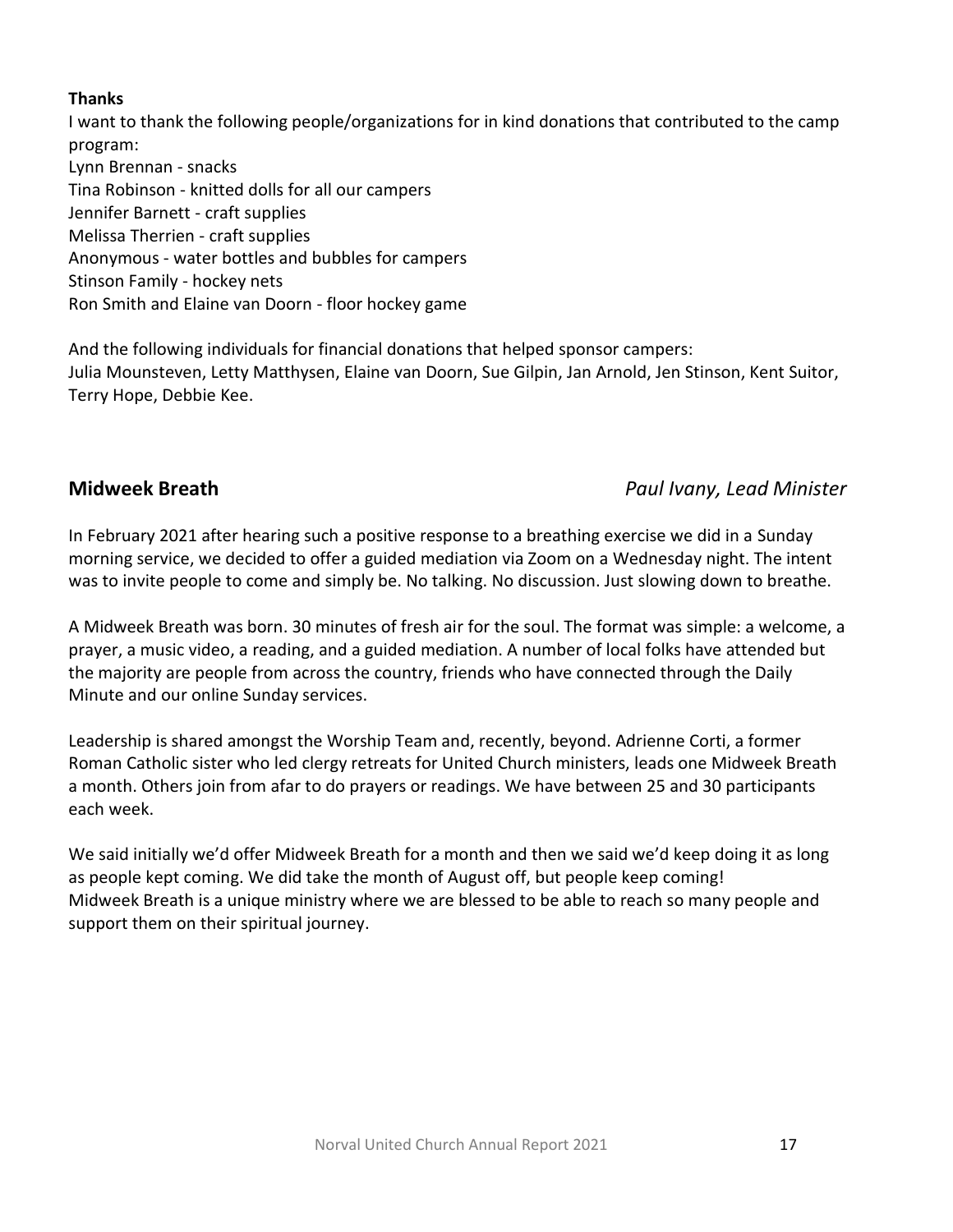**Thanks**

I want to thank the following people/organizations for in kind donations that contributed to the camp program:

Lynn Brennan - snacks
Tina Robinson - knitted dolls for all our campers
Jennifer Barnett - craft supplies
Melissa Therrien - craft supplies
Anonymous - water bottles and bubbles for campers
Stinson Family - hockey nets
Ron Smith and Elaine van Doorn - floor hockey game

And the following individuals for financial donations that helped sponsor campers:
Julia Mounsteven, Letty Matthysen, Elaine van Doorn, Sue Gilpin, Jan Arnold, Jen Stinson, Kent Suitor, Terry Hope, Debbie Kee.

## Midweek Breath

*Paul Ivany, Lead Minister*

In February 2021 after hearing such a positive response to a breathing exercise we did in a Sunday morning service, we decided to offer a guided mediation via Zoom on a Wednesday night. The intent was to invite people to come and simply be. No talking. No discussion. Just slowing down to breathe.

A Midweek Breath was born. 30 minutes of fresh air for the soul. The format was simple: a welcome, a prayer, a music video, a reading, and a guided mediation. A number of local folks have attended but the majority are people from across the country, friends who have connected through the Daily Minute and our online Sunday services.

Leadership is shared amongst the Worship Team and, recently, beyond. Adrienne Corti, a former Roman Catholic sister who led clergy retreats for United Church ministers, leads one Midweek Breath a month. Others join from afar to do prayers or readings. We have between 25 and 30 participants each week.

We said initially we'd offer Midweek Breath for a month and then we said we'd keep doing it as long as people kept coming. We did take the month of August off, but people keep coming!
Midweek Breath is a unique ministry where we are blessed to be able to reach so many people and support them on their spiritual journey.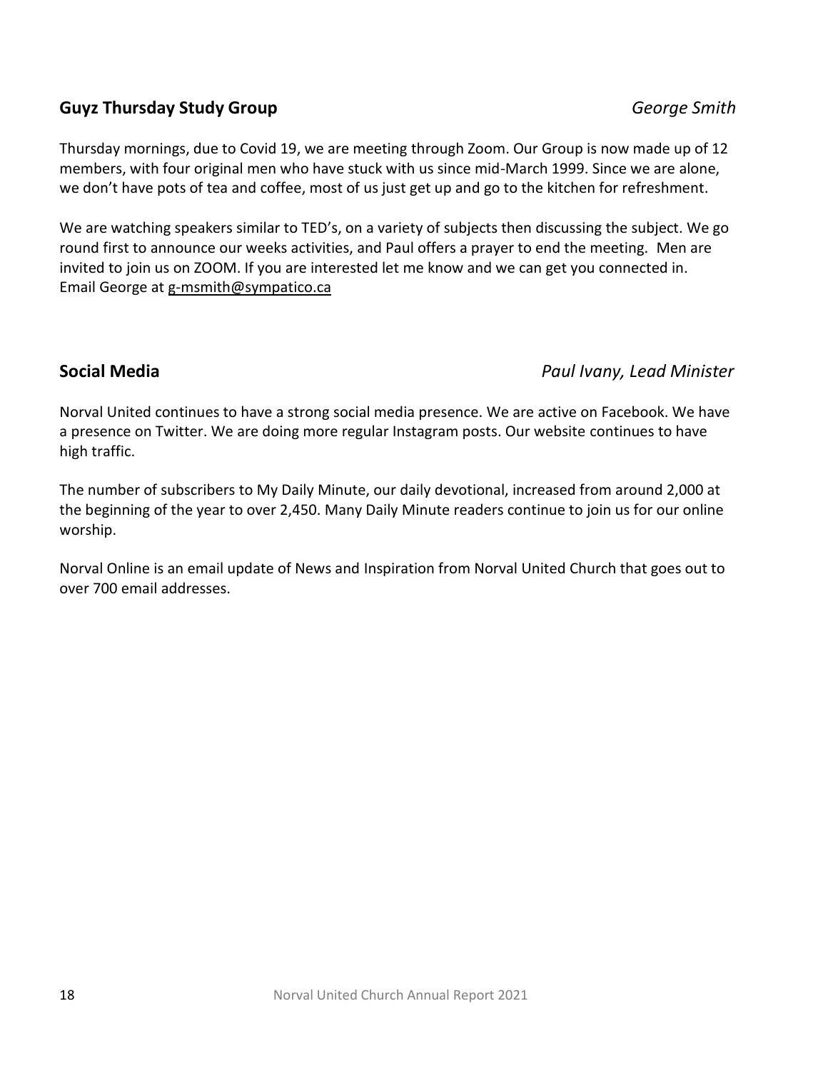## Guyz Thursday Study Group

*George Smith*

Thursday mornings, due to Covid 19, we are meeting through Zoom. Our Group is now made up of 12 members, with four original men who have stuck with us since mid-March 1999. Since we are alone, we don't have pots of tea and coffee, most of us just get up and go to the kitchen for refreshment.

We are watching speakers similar to TED's, on a variety of subjects then discussing the subject. We go round first to announce our weeks activities, and Paul offers a prayer to end the meeting. Men are invited to join us on ZOOM. If you are interested let me know and we can get you connected in. Email George at g-msmith@sympatico.ca

## Social Media

*Paul Ivany, Lead Minister*

Norval United continues to have a strong social media presence. We are active on Facebook. We have a presence on Twitter. We are doing more regular Instagram posts. Our website continues to have high traffic.

The number of subscribers to My Daily Minute, our daily devotional, increased from around 2,000 at the beginning of the year to over 2,450. Many Daily Minute readers continue to join us for our online worship.

Norval Online is an email update of News and Inspiration from Norval United Church that goes out to over 700 email addresses.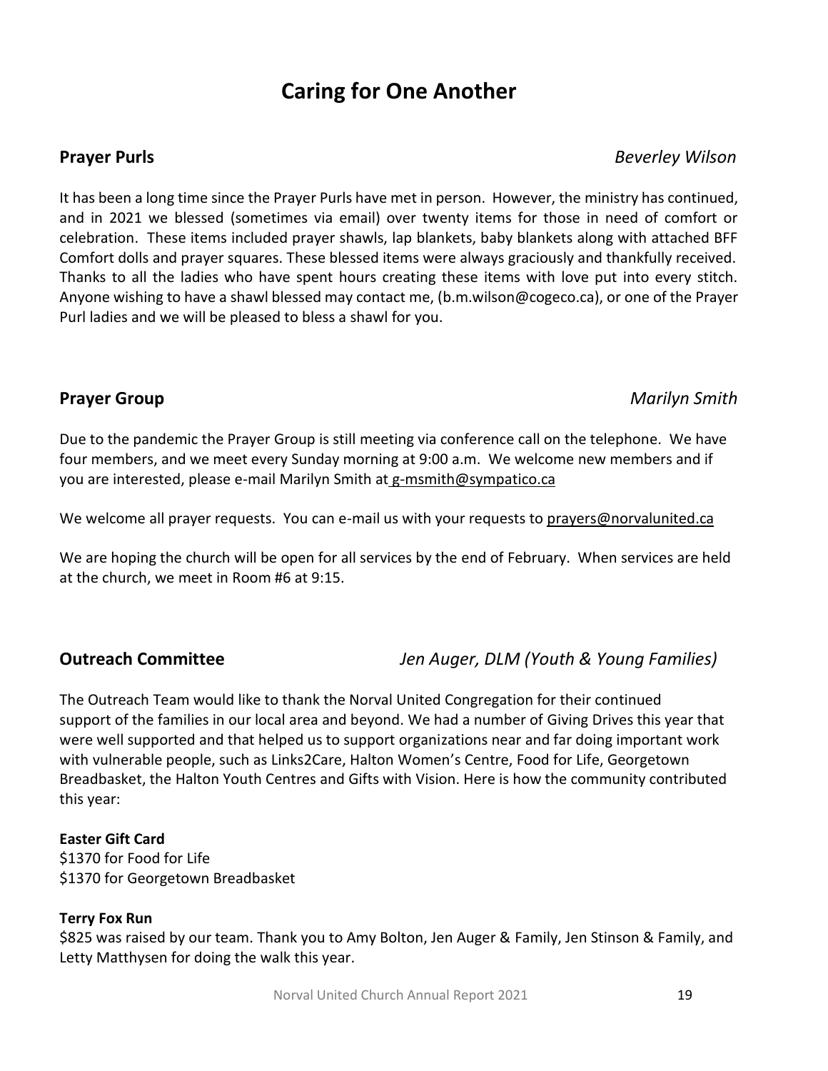# Caring for One Another

## Prayer Purls

*Beverley Wilson*

It has been a long time since the Prayer Purls have met in person. However, the ministry has continued, and in 2021 we blessed (sometimes via email) over twenty items for those in need of comfort or celebration. These items included prayer shawls, lap blankets, baby blankets along with attached BFF Comfort dolls and prayer squares. These blessed items were always graciously and thankfully received. Thanks to all the ladies who have spent hours creating these items with love put into every stitch. Anyone wishing to have a shawl blessed may contact me, (b.m.wilson@cogeco.ca), or one of the Prayer Purl ladies and we will be pleased to bless a shawl for you.

## Prayer Group

*Marilyn Smith*

Due to the pandemic the Prayer Group is still meeting via conference call on the telephone. We have four members, and we meet every Sunday morning at 9:00 a.m. We welcome new members and if you are interested, please e-mail Marilyn Smith at g-msmith@sympatico.ca

We welcome all prayer requests. You can e-mail us with your requests to prayers@norvalunited.ca

We are hoping the church will be open for all services by the end of February. When services are held at the church, we meet in Room #6 at 9:15.

## Outreach Committee

*Jen Auger, DLM (Youth & Young Families)*

The Outreach Team would like to thank the Norval United Congregation for their continued support of the families in our local area and beyond. We had a number of Giving Drives this year that were well supported and that helped us to support organizations near and far doing important work with vulnerable people, such as Links2Care, Halton Women's Centre, Food for Life, Georgetown Breadbasket, the Halton Youth Centres and Gifts with Vision. Here is how the community contributed this year:

**Easter Gift Card**
$1370 for Food for Life
$1370 for Georgetown Breadbasket

**Terry Fox Run**
$825 was raised by our team. Thank you to Amy Bolton, Jen Auger & Family, Jen Stinson & Family, and Letty Matthysen for doing the walk this year.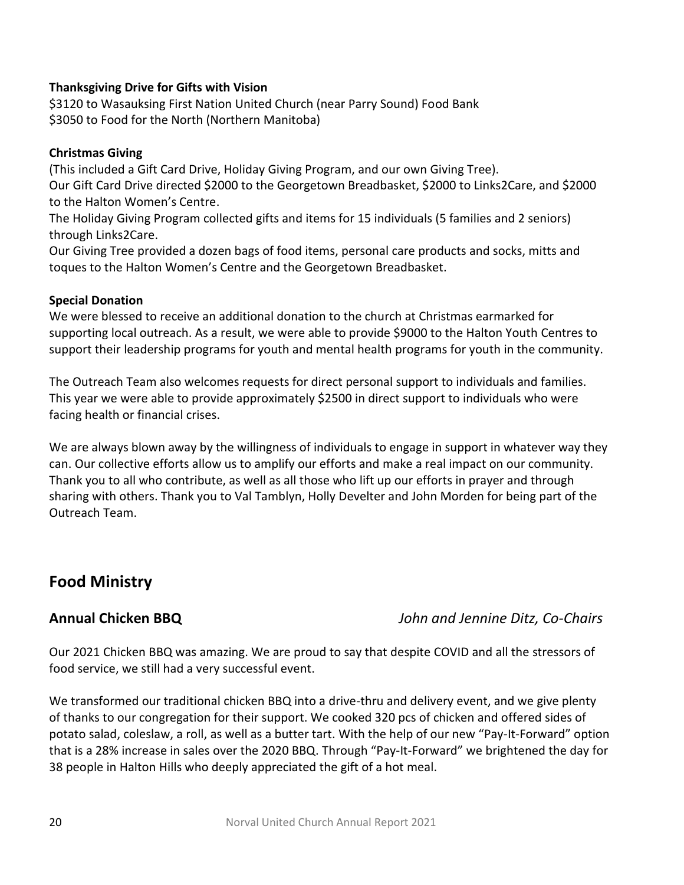**Thanksgiving Drive for Gifts with Vision**
$3120 to Wasauksing First Nation United Church (near Parry Sound) Food Bank
$3050 to Food for the North (Northern Manitoba)

**Christmas Giving**
(This included a Gift Card Drive, Holiday Giving Program, and our own Giving Tree).
Our Gift Card Drive directed $2000 to the Georgetown Breadbasket, $2000 to Links2Care, and $2000 to the Halton Women's Centre.
The Holiday Giving Program collected gifts and items for 15 individuals (5 families and 2 seniors) through Links2Care.
Our Giving Tree provided a dozen bags of food items, personal care products and socks, mitts and toques to the Halton Women's Centre and the Georgetown Breadbasket.

**Special Donation**
We were blessed to receive an additional donation to the church at Christmas earmarked for supporting local outreach. As a result, we were able to provide $9000 to the Halton Youth Centres to support their leadership programs for youth and mental health programs for youth in the community.

The Outreach Team also welcomes requests for direct personal support to individuals and families. This year we were able to provide approximately $2500 in direct support to individuals who were facing health or financial crises.

We are always blown away by the willingness of individuals to engage in support in whatever way they can. Our collective efforts allow us to amplify our efforts and make a real impact on our community. Thank you to all who contribute, as well as all those who lift up our efforts in prayer and through sharing with others. Thank you to Val Tamblyn, Holly Develter and John Morden for being part of the Outreach Team.

## Food Ministry

### Annual Chicken BBQ

*John and Jennine Ditz, Co-Chairs*

Our 2021 Chicken BBQ was amazing. We are proud to say that despite COVID and all the stressors of food service, we still had a very successful event.

We transformed our traditional chicken BBQ into a drive-thru and delivery event, and we give plenty of thanks to our congregation for their support. We cooked 320 pcs of chicken and offered sides of potato salad, coleslaw, a roll, as well as a butter tart. With the help of our new "Pay-It-Forward" option that is a 28% increase in sales over the 2020 BBQ. Through "Pay-It-Forward" we brightened the day for 38 people in Halton Hills who deeply appreciated the gift of a hot meal.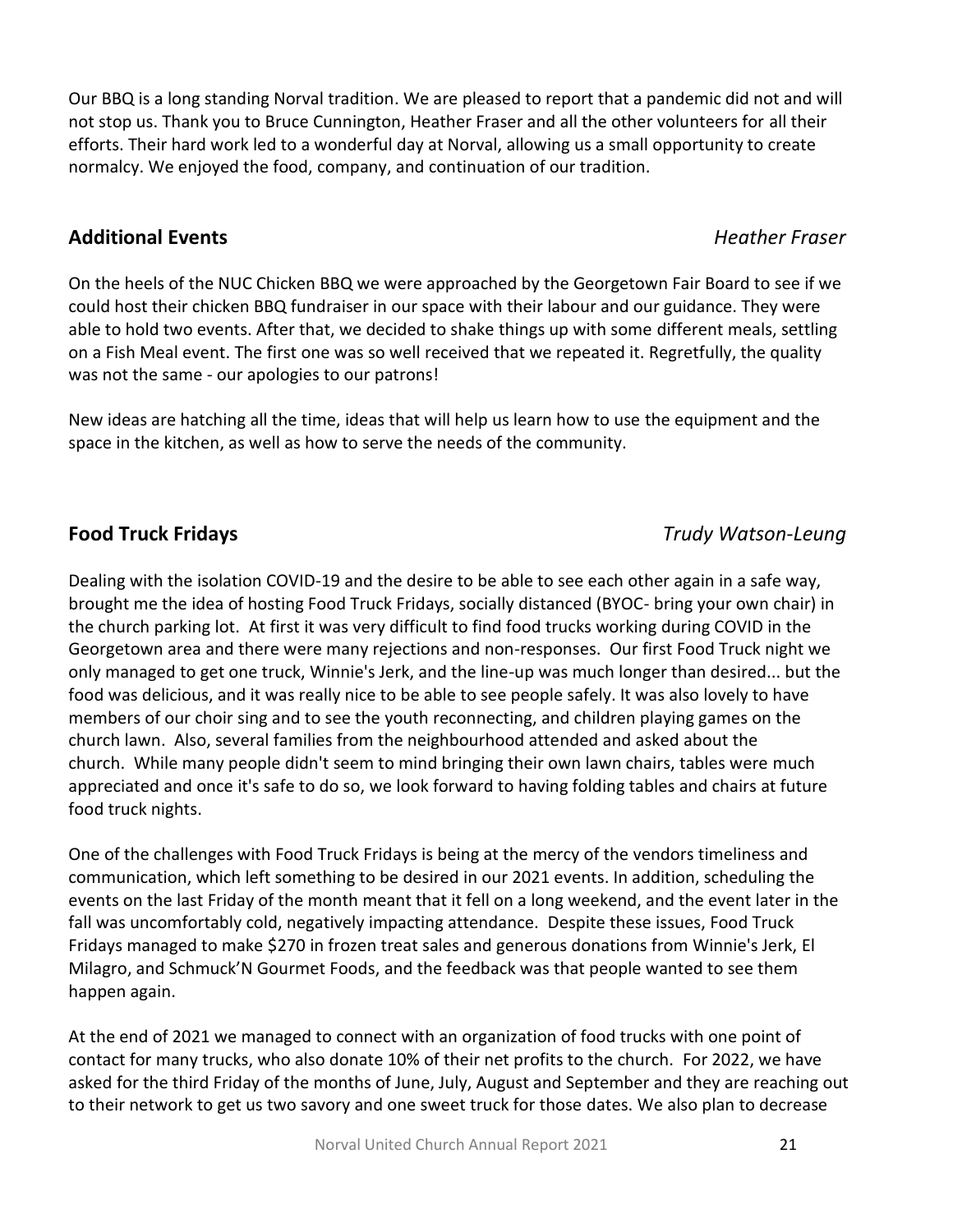Our BBQ is a long standing Norval tradition. We are pleased to report that a pandemic did not and will not stop us. Thank you to Bruce Cunnington, Heather Fraser and all the other volunteers for all their efforts. Their hard work led to a wonderful day at Norval, allowing us a small opportunity to create normalcy. We enjoyed the food, company, and continuation of our tradition.

## Additional Events *Heather Fraser*

On the heels of the NUC Chicken BBQ we were approached by the Georgetown Fair Board to see if we could host their chicken BBQ fundraiser in our space with their labour and our guidance. They were able to hold two events. After that, we decided to shake things up with some different meals, settling on a Fish Meal event. The first one was so well received that we repeated it. Regretfully, the quality was not the same - our apologies to our patrons!

New ideas are hatching all the time, ideas that will help us learn how to use the equipment and the space in the kitchen, as well as how to serve the needs of the community.

## Food Truck Fridays *Trudy Watson-Leung*

Dealing with the isolation COVID-19 and the desire to be able to see each other again in a safe way, brought me the idea of hosting Food Truck Fridays, socially distanced (BYOC- bring your own chair) in the church parking lot. At first it was very difficult to find food trucks working during COVID in the Georgetown area and there were many rejections and non-responses. Our first Food Truck night we only managed to get one truck, Winnie's Jerk, and the line-up was much longer than desired... but the food was delicious, and it was really nice to be able to see people safely. It was also lovely to have members of our choir sing and to see the youth reconnecting, and children playing games on the church lawn. Also, several families from the neighbourhood attended and asked about the church. While many people didn't seem to mind bringing their own lawn chairs, tables were much appreciated and once it's safe to do so, we look forward to having folding tables and chairs at future food truck nights.

One of the challenges with Food Truck Fridays is being at the mercy of the vendors timeliness and communication, which left something to be desired in our 2021 events. In addition, scheduling the events on the last Friday of the month meant that it fell on a long weekend, and the event later in the fall was uncomfortably cold, negatively impacting attendance. Despite these issues, Food Truck Fridays managed to make $270 in frozen treat sales and generous donations from Winnie's Jerk, El Milagro, and Schmuck'N Gourmet Foods, and the feedback was that people wanted to see them happen again.

At the end of 2021 we managed to connect with an organization of food trucks with one point of contact for many trucks, who also donate 10% of their net profits to the church. For 2022, we have asked for the third Friday of the months of June, July, August and September and they are reaching out to their network to get us two savory and one sweet truck for those dates. We also plan to decrease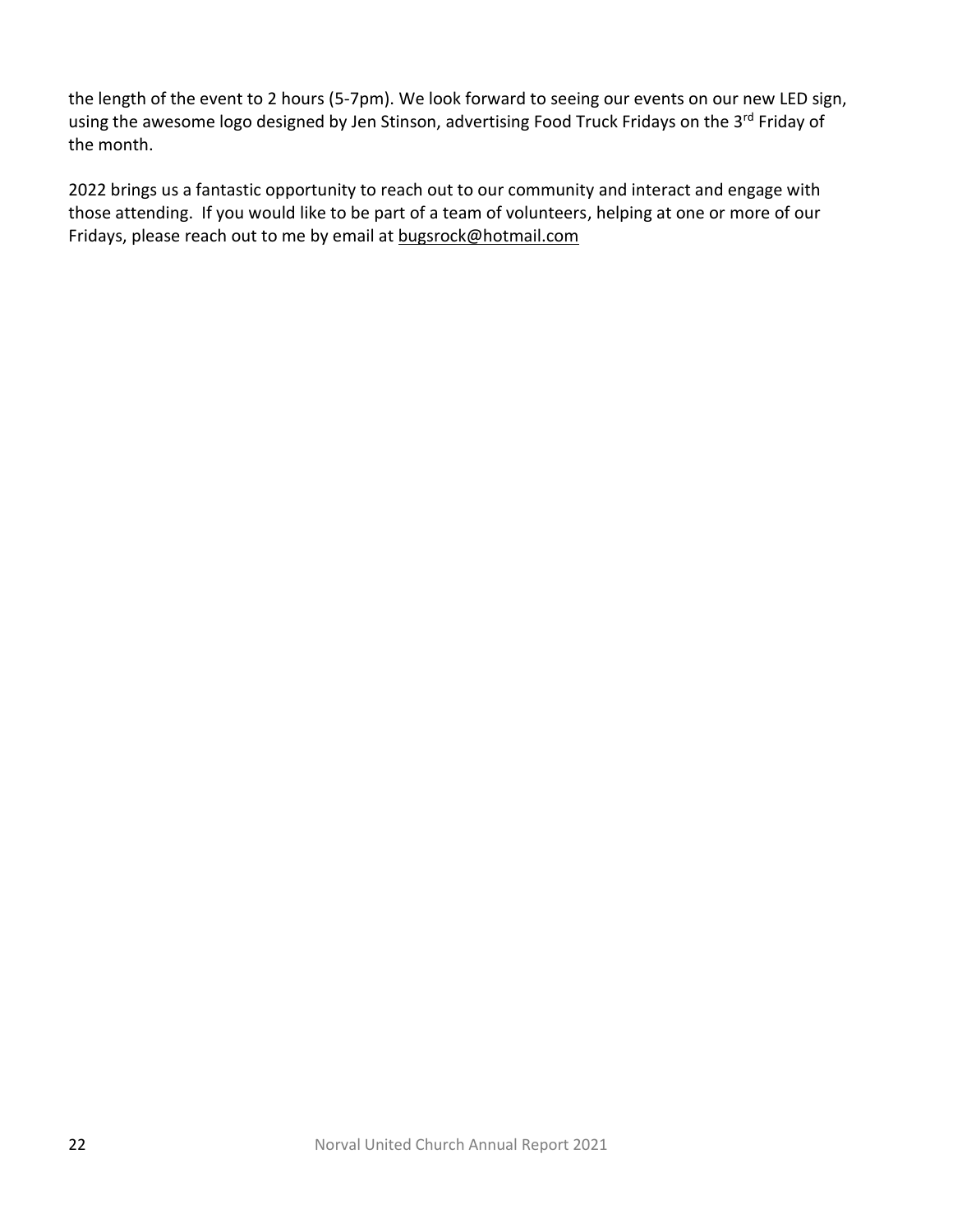the length of the event to 2 hours (5-7pm). We look forward to seeing our events on our new LED sign, using the awesome logo designed by Jen Stinson, advertising Food Truck Fridays on the 3rd Friday of the month.

2022 brings us a fantastic opportunity to reach out to our community and interact and engage with those attending. If you would like to be part of a team of volunteers, helping at one or more of our Fridays, please reach out to me by email at bugsrock@hotmail.com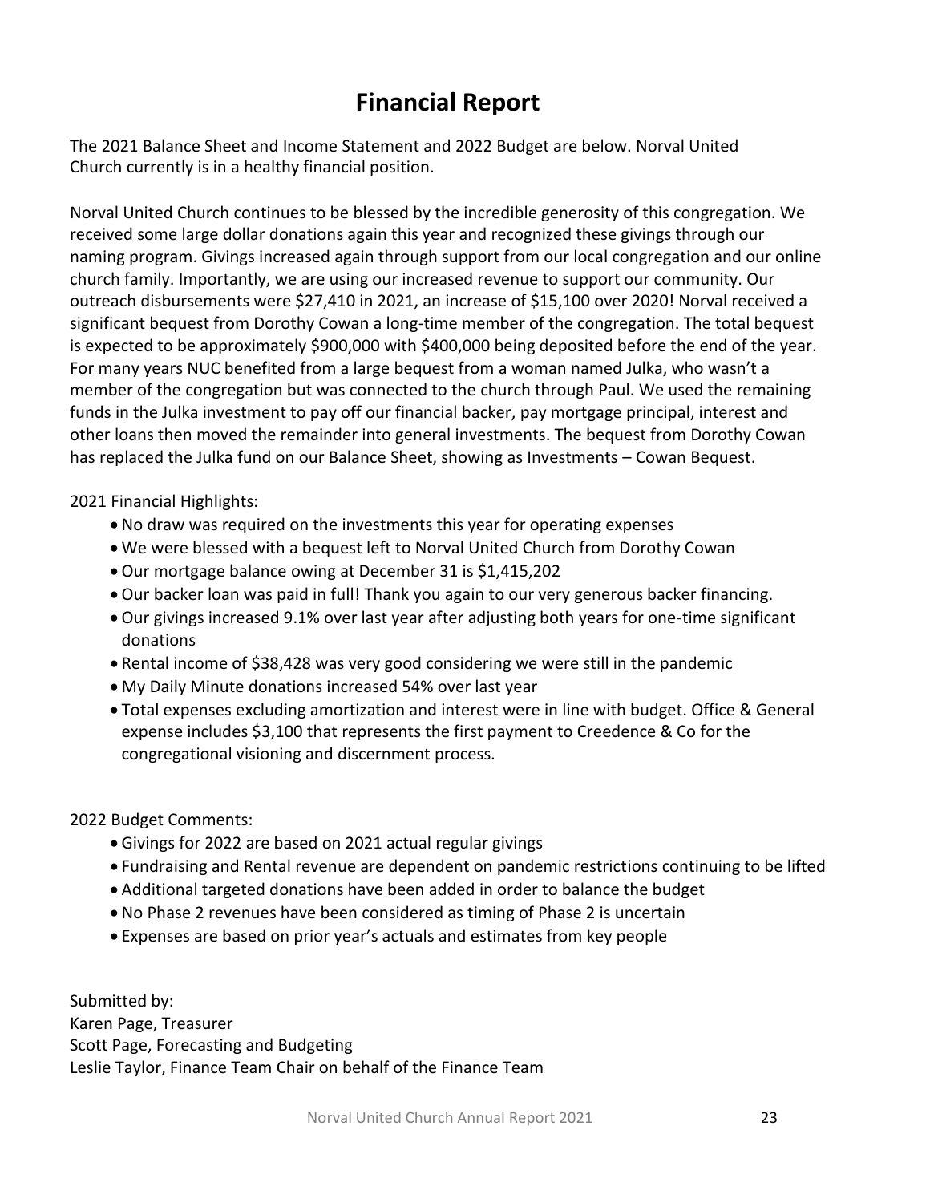# Financial Report

The 2021 Balance Sheet and Income Statement and 2022 Budget are below. Norval United Church currently is in a healthy financial position.

Norval United Church continues to be blessed by the incredible generosity of this congregation. We received some large dollar donations again this year and recognized these givings through our naming program. Givings increased again through support from our local congregation and our online church family. Importantly, we are using our increased revenue to support our community. Our outreach disbursements were $27,410 in 2021, an increase of $15,100 over 2020! Norval received a significant bequest from Dorothy Cowan a long-time member of the congregation. The total bequest is expected to be approximately $900,000 with $400,000 being deposited before the end of the year. For many years NUC benefited from a large bequest from a woman named Julka, who wasn't a member of the congregation but was connected to the church through Paul. We used the remaining funds in the Julka investment to pay off our financial backer, pay mortgage principal, interest and other loans then moved the remainder into general investments. The bequest from Dorothy Cowan has replaced the Julka fund on our Balance Sheet, showing as Investments – Cowan Bequest.

2021 Financial Highlights:

- No draw was required on the investments this year for operating expenses
- We were blessed with a bequest left to Norval United Church from Dorothy Cowan
- Our mortgage balance owing at December 31 is $1,415,202
- Our backer loan was paid in full! Thank you again to our very generous backer financing.
- Our givings increased 9.1% over last year after adjusting both years for one-time significant donations
- Rental income of $38,428 was very good considering we were still in the pandemic
- My Daily Minute donations increased 54% over last year
- Total expenses excluding amortization and interest were in line with budget. Office & General expense includes $3,100 that represents the first payment to Creedence & Co for the congregational visioning and discernment process.

2022 Budget Comments:

- Givings for 2022 are based on 2021 actual regular givings
- Fundraising and Rental revenue are dependent on pandemic restrictions continuing to be lifted
- Additional targeted donations have been added in order to balance the budget
- No Phase 2 revenues have been considered as timing of Phase 2 is uncertain
- Expenses are based on prior year's actuals and estimates from key people

Submitted by:
Karen Page, Treasurer
Scott Page, Forecasting and Budgeting
Leslie Taylor, Finance Team Chair on behalf of the Finance Team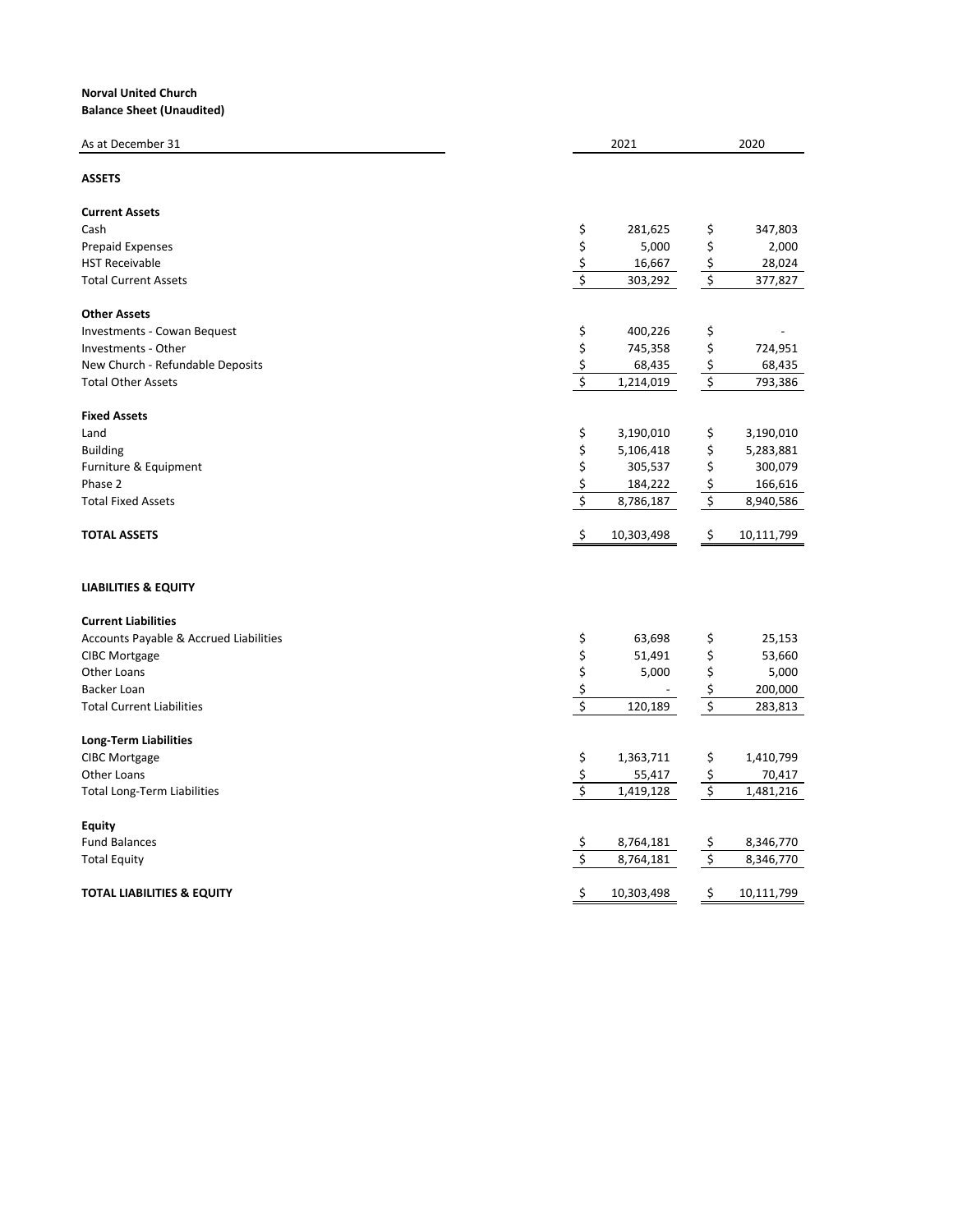**Norval United Church**
**Balance Sheet (Unaudited)**

| As at December 31 | 2021 | 2020 |
|---|---|---|
| **ASSETS** | | |
| **Current Assets** | | |
| Cash | $ 281,625 | $ 347,803 |
| Prepaid Expenses | $ 5,000 | $ 2,000 |
| HST Receivable | $ 16,667 | $ 28,024 |
| Total Current Assets | $ 303,292 | $ 377,827 |
| **Other Assets** | | |
| Investments - Cowan Bequest | $ 400,226 | $ - |
| Investments - Other | $ 745,358 | $ 724,951 |
| New Church - Refundable Deposits | $ 68,435 | $ 68,435 |
| Total Other Assets | $ 1,214,019 | $ 793,386 |
| **Fixed Assets** | | |
| Land | $ 3,190,010 | $ 3,190,010 |
| Building | $ 5,106,418 | $ 5,283,881 |
| Furniture & Equipment | $ 305,537 | $ 300,079 |
| Phase 2 | $ 184,222 | $ 166,616 |
| Total Fixed Assets | $ 8,786,187 | $ 8,940,586 |
| **TOTAL ASSETS** | $ 10,303,498 | $ 10,111,799 |
| **LIABILITIES & EQUITY** | | |
| **Current Liabilities** | | |
| Accounts Payable & Accrued Liabilities | $ 63,698 | $ 25,153 |
| CIBC Mortgage | $ 51,491 | $ 53,660 |
| Other Loans | $ 5,000 | $ 5,000 |
| Backer Loan | $ - | $ 200,000 |
| Total Current Liabilities | $ 120,189 | $ 283,813 |
| **Long-Term Liabilities** | | |
| CIBC Mortgage | $ 1,363,711 | $ 1,410,799 |
| Other Loans | $ 55,417 | $ 70,417 |
| Total Long-Term Liabilities | $ 1,419,128 | $ 1,481,216 |
| **Equity** | | |
| Fund Balances | $ 8,764,181 | $ 8,346,770 |
| Total Equity | $ 8,764,181 | $ 8,346,770 |
| **TOTAL LIABILITIES & EQUITY** | $ 10,303,498 | $ 10,111,799 |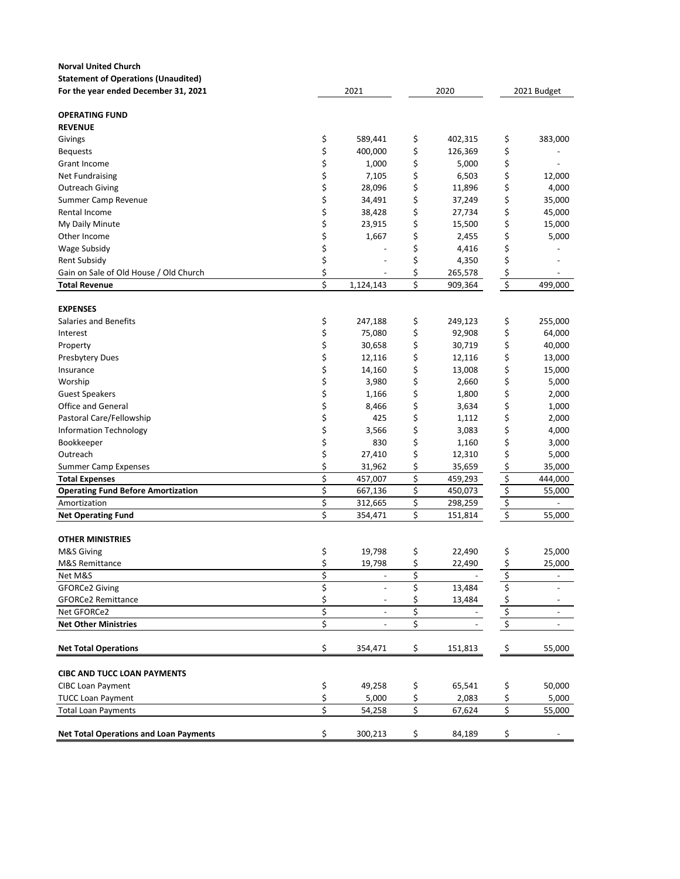**Norval United Church**
**Statement of Operations (Unaudited)**
**For the year ended December 31, 2021**

| | 2021 | 2020 | 2021 Budget |
|---|---|---|---|
| **OPERATING FUND** | | | |
| **REVENUE** | | | |
| Givings | $ 589,441 | $ 402,315 | $ 383,000 |
| Bequests | $ 400,000 | $ 126,369 | $ - |
| Grant Income | $ 1,000 | $ 5,000 | $ - |
| Net Fundraising | $ 7,105 | $ 6,503 | $ 12,000 |
| Outreach Giving | $ 28,096 | $ 11,896 | $ 4,000 |
| Summer Camp Revenue | $ 34,491 | $ 37,249 | $ 35,000 |
| Rental Income | $ 38,428 | $ 27,734 | $ 45,000 |
| My Daily Minute | $ 23,915 | $ 15,500 | $ 15,000 |
| Other Income | $ 1,667 | $ 2,455 | $ 5,000 |
| Wage Subsidy | $ - | $ 4,416 | $ - |
| Rent Subsidy | $ - | $ 4,350 | $ - |
| Gain on Sale of Old House / Old Church | $ - | $ 265,578 | $ - |
| **Total Revenue** | $ 1,124,143 | $ 909,364 | $ 499,000 |
| **EXPENSES** | | | |
| Salaries and Benefits | $ 247,188 | $ 249,123 | $ 255,000 |
| Interest | $ 75,080 | $ 92,908 | $ 64,000 |
| Property | $ 30,658 | $ 30,719 | $ 40,000 |
| Presbytery Dues | $ 12,116 | $ 12,116 | $ 13,000 |
| Insurance | $ 14,160 | $ 13,008 | $ 15,000 |
| Worship | $ 3,980 | $ 2,660 | $ 5,000 |
| Guest Speakers | $ 1,166 | $ 1,800 | $ 2,000 |
| Office and General | $ 8,466 | $ 3,634 | $ 1,000 |
| Pastoral Care/Fellowship | $ 425 | $ 1,112 | $ 2,000 |
| Information Technology | $ 3,566 | $ 3,083 | $ 4,000 |
| Bookkeeper | $ 830 | $ 1,160 | $ 3,000 |
| Outreach | $ 27,410 | $ 12,310 | $ 5,000 |
| Summer Camp Expenses | $ 31,962 | $ 35,659 | $ 35,000 |
| **Total Expenses** | $ 457,007 | $ 459,293 | $ 444,000 |
| **Operating Fund Before Amortization** | $ 667,136 | $ 450,073 | $ 55,000 |
| Amortization | $ 312,665 | $ 298,259 | $ - |
| **Net Operating Fund** | $ 354,471 | $ 151,814 | $ 55,000 |
| **OTHER MINISTRIES** | | | |
| M&S Giving | $ 19,798 | $ 22,490 | $ 25,000 |
| M&S Remittance | $ 19,798 | $ 22,490 | $ 25,000 |
| Net M&S | $ - | $ - | $ - |
| GFORCe2 Giving | $ - | $ 13,484 | $ - |
| GFORCe2 Remittance | $ - | $ 13,484 | $ - |
| Net GFORCe2 | $ - | $ - | $ - |
| **Net Other Ministries** | $ - | $ - | $ - |
| **Net Total Operations** | $ 354,471 | $ 151,813 | $ 55,000 |
| **CIBC AND TUCC LOAN PAYMENTS** | | | |
| CIBC Loan Payment | $ 49,258 | $ 65,541 | $ 50,000 |
| TUCC Loan Payment | $ 5,000 | $ 2,083 | $ 5,000 |
| Total Loan Payments | $ 54,258 | $ 67,624 | $ 55,000 |
| **Net Total Operations and Loan Payments** | $ 300,213 | $ 84,189 | $ - |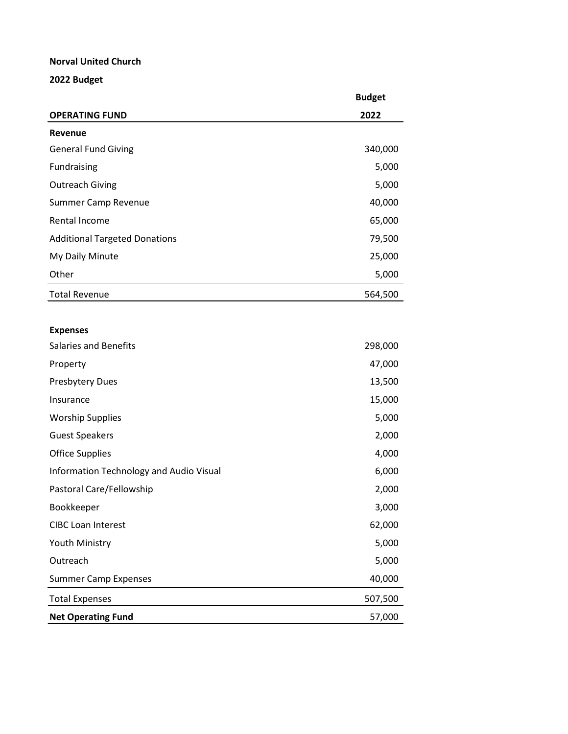**Norval United Church**

**2022 Budget**

| **OPERATING FUND** | **Budget 2022** |
| --- | ---: |
| **Revenue** | |
| General Fund Giving | 340,000 |
| Fundraising | 5,000 |
| Outreach Giving | 5,000 |
| Summer Camp Revenue | 40,000 |
| Rental Income | 65,000 |
| Additional Targeted Donations | 79,500 |
| My Daily Minute | 25,000 |
| Other | 5,000 |
| Total Revenue | 564,500 |
| | |
| **Expenses** | |
| Salaries and Benefits | 298,000 |
| Property | 47,000 |
| Presbytery Dues | 13,500 |
| Insurance | 15,000 |
| Worship Supplies | 5,000 |
| Guest Speakers | 2,000 |
| Office Supplies | 4,000 |
| Information Technology and Audio Visual | 6,000 |
| Pastoral Care/Fellowship | 2,000 |
| Bookkeeper | 3,000 |
| CIBC Loan Interest | 62,000 |
| Youth Ministry | 5,000 |
| Outreach | 5,000 |
| Summer Camp Expenses | 40,000 |
| Total Expenses | 507,500 |
| **Net Operating Fund** | 57,000 |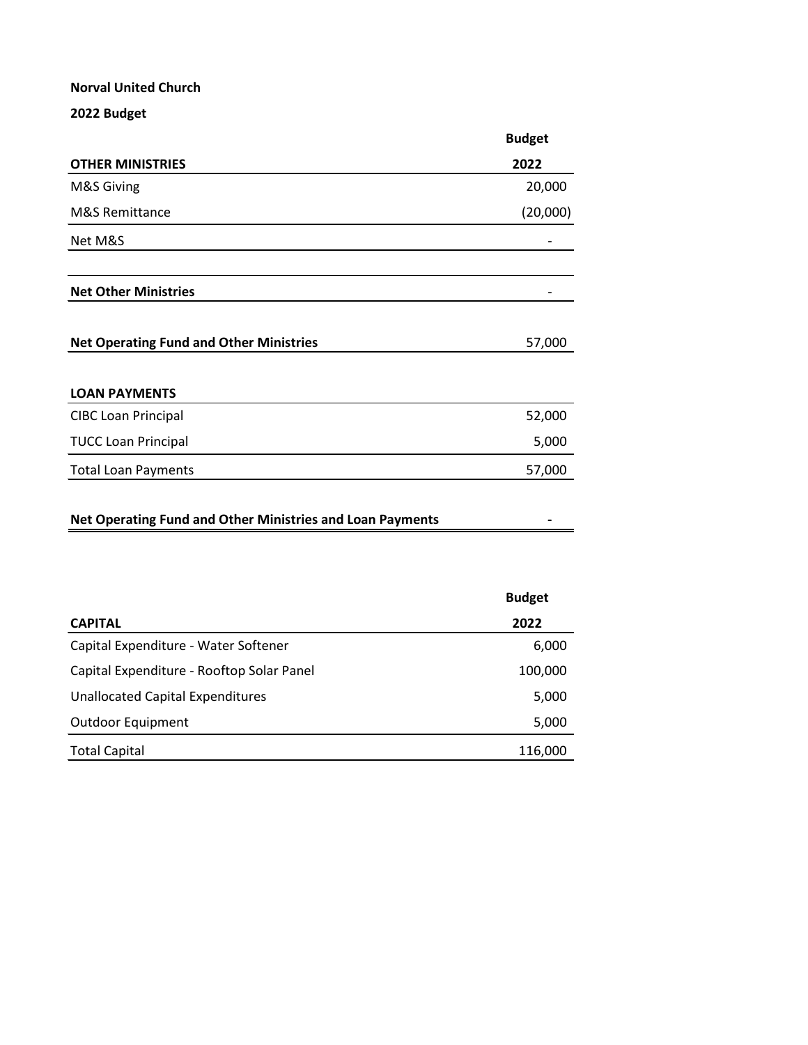**Norval United Church**

**2022 Budget**

| | Budget |
|---|---|
| **OTHER MINISTRIES** | **2022** |
| M&S Giving | 20,000 |
| M&S Remittance | (20,000) |
| Net M&S | - |
| | |
| **Net Other Ministries** | - |
| | |
| **Net Operating Fund and Other Ministries** | 57,000 |
| | |
| **LOAN PAYMENTS** | |
| CIBC Loan Principal | 52,000 |
| TUCC Loan Principal | 5,000 |
| Total Loan Payments | 57,000 |
| | |
| **Net Operating Fund and Other Ministries and Loan Payments** | **-** |

| | Budget |
|---|---|
| **CAPITAL** | **2022** |
| Capital Expenditure - Water Softener | 6,000 |
| Capital Expenditure - Rooftop Solar Panel | 100,000 |
| Unallocated Capital Expenditures | 5,000 |
| Outdoor Equipment | 5,000 |
| Total Capital | 116,000 |